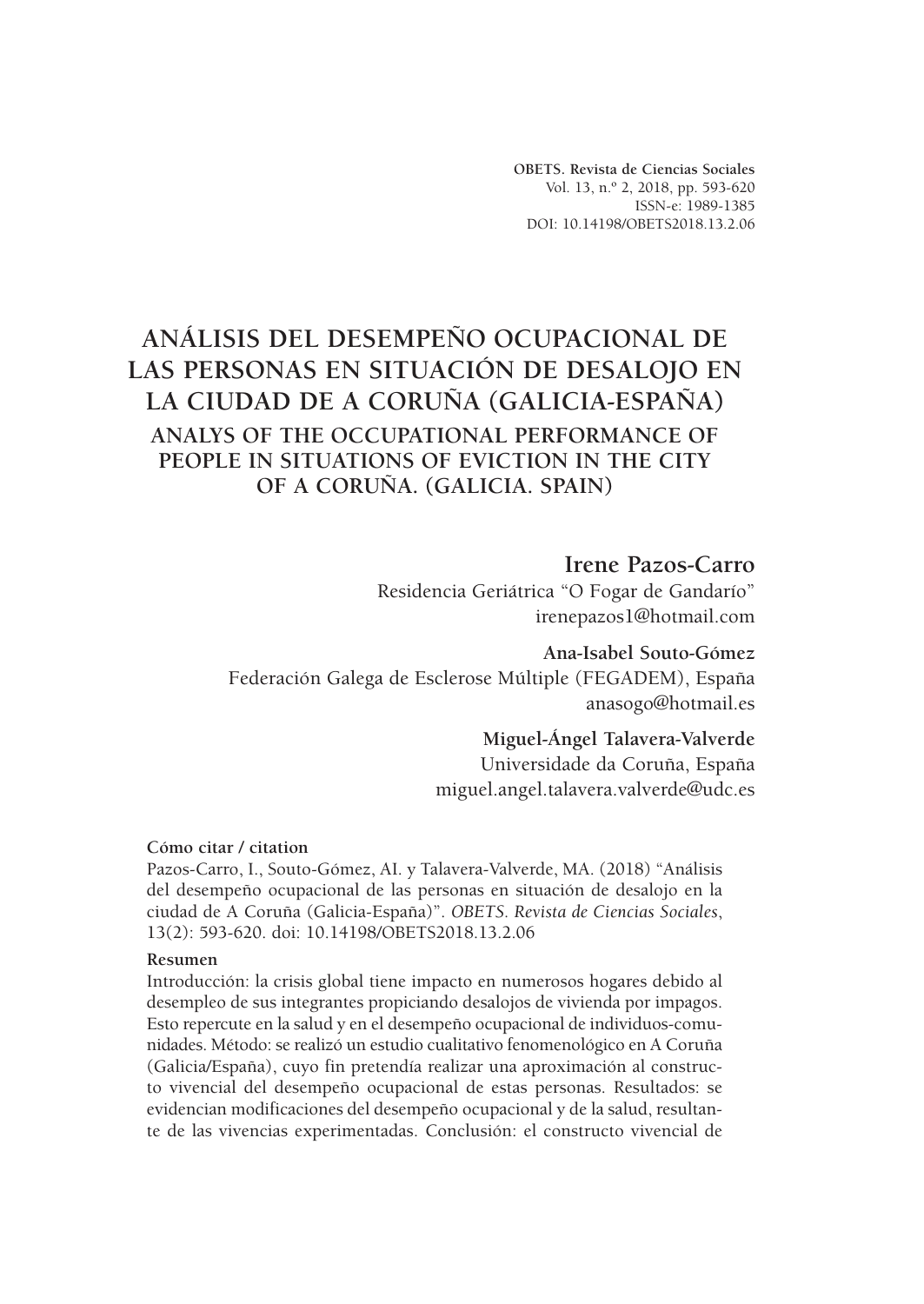OBETS. Revista de Ciencias Sociales
Vol. 13, n.º 2, 2018, pp. 593-620
ISSN-e: 1989-1385
DOI: 10.14198/OBETS2018.13.2.06

# ANÁLISIS DEL DESEMPEÑO OCUPACIONAL DE LAS PERSONAS EN SITUACIÓN DE DESALOJO EN LA CIUDAD DE A CORUÑA (GALICIA-ESPAÑA)

## ANALYS OF THE OCCUPATIONAL PERFORMANCE OF PEOPLE IN SITUATIONS OF EVICTION IN THE CITY OF A CORUÑA. (GALICIA. SPAIN)

**Irene Pazos-Carro**
Residencia Geriátrica "O Fogar de Gandarío"
irenepazos1@hotmail.com

**Ana-Isabel Souto-Gómez**
Federación Galega de Esclerose Múltiple (FEGADEM), España
anasogo@hotmail.es

**Miguel-Ángel Talavera-Valverde**
Universidade da Coruña, España
miguel.angel.talavera.valverde@udc.es

**Cómo citar / citation**

Pazos-Carro, I., Souto-Gómez, AI. y Talavera-Valverde, MA. (2018) "Análisis del desempeño ocupacional de las personas en situación de desalojo en la ciudad de A Coruña (Galicia-España)". *OBETS. Revista de Ciencias Sociales*, 13(2): 593-620. doi: 10.14198/OBETS2018.13.2.06

**Resumen**

Introducción: la crisis global tiene impacto en numerosos hogares debido al desempleo de sus integrantes propiciando desalojos de vivienda por impagos. Esto repercute en la salud y en el desempeño ocupacional de individuos-comunidades. Método: se realizó un estudio cualitativo fenomenológico en A Coruña (Galicia/España), cuyo fin pretendía realizar una aproximación al constructo vivencial del desempeño ocupacional de estas personas. Resultados: se evidencian modificaciones del desempeño ocupacional y de la salud, resultante de las vivencias experimentadas. Conclusión: el constructo vivencial de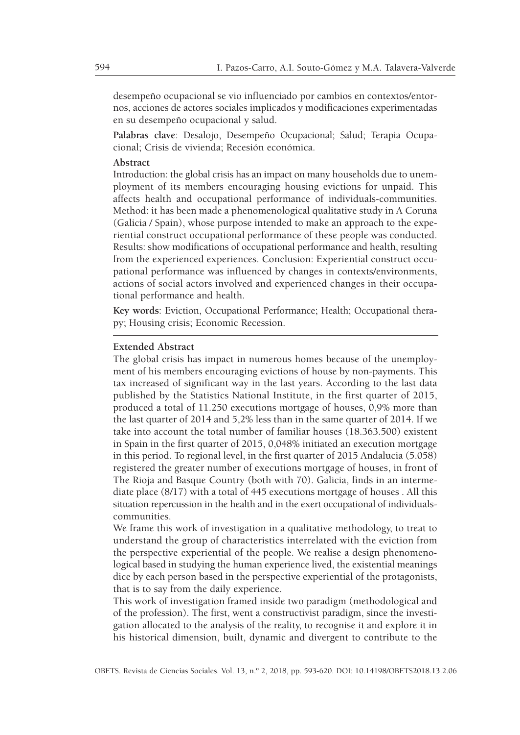desempeño ocupacional se vio influenciado por cambios en contextos/entornos, acciones de actores sociales implicados y modificaciones experimentadas en su desempeño ocupacional y salud.

**Palabras clave**: Desalojo, Desempeño Ocupacional; Salud; Terapia Ocupacional; Crisis de vivienda; Recesión económica.

**Abstract**

Introduction: the global crisis has an impact on many households due to unemployment of its members encouraging housing evictions for unpaid. This affects health and occupational performance of individuals-communities. Method: it has been made a phenomenological qualitative study in A Coruña (Galicia / Spain), whose purpose intended to make an approach to the experiential construct occupational performance of these people was conducted. Results: show modifications of occupational performance and health, resulting from the experienced experiences. Conclusion: Experiential construct occupational performance was influenced by changes in contexts/environments, actions of social actors involved and experienced changes in their occupational performance and health.

**Key words**: Eviction, Occupational Performance; Health; Occupational therapy; Housing crisis; Economic Recession.

---

**Extended Abstract**

The global crisis has impact in numerous homes because of the unemployment of his members encouraging evictions of house by non-payments. This tax increased of significant way in the last years. According to the last data published by the Statistics National Institute, in the first quarter of 2015, produced a total of 11.250 executions mortgage of houses, 0,9% more than the last quarter of 2014 and 5,2% less than in the same quarter of 2014. If we take into account the total number of familiar houses (18.363.500) existent in Spain in the first quarter of 2015, 0,048% initiated an execution mortgage in this period. To regional level, in the first quarter of 2015 Andalucia (5.058) registered the greater number of executions mortgage of houses, in front of The Rioja and Basque Country (both with 70). Galicia, finds in an intermediate place (8/17) with a total of 445 executions mortgage of houses . All this situation repercussion in the health and in the exert occupational of individuals-communities.

We frame this work of investigation in a qualitative methodology, to treat to understand the group of characteristics interrelated with the eviction from the perspective experiential of the people. We realise a design phenomenological based in studying the human experience lived, the existential meanings dice by each person based in the perspective experiential of the protagonists, that is to say from the daily experience.

This work of investigation framed inside two paradigm (methodological and of the profession). The first, went a constructivist paradigm, since the investigation allocated to the analysis of the reality, to recognise it and explore it in his historical dimension, built, dynamic and divergent to contribute to the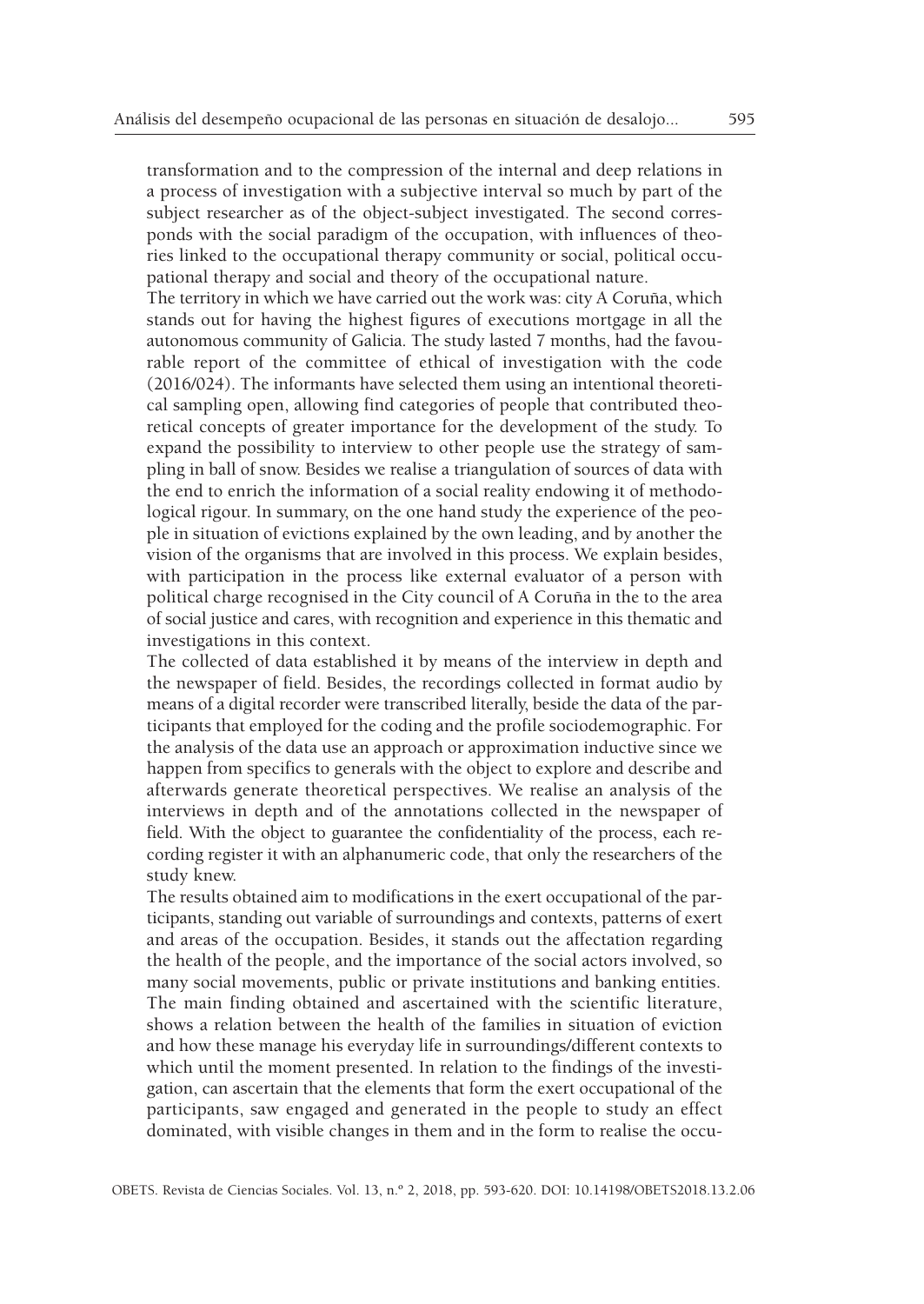transformation and to the compression of the internal and deep relations in a process of investigation with a subjective interval so much by part of the subject researcher as of the object-subject investigated. The second corresponds with the social paradigm of the occupation, with influences of theories linked to the occupational therapy community or social, political occupational therapy and social and theory of the occupational nature.

The territory in which we have carried out the work was: city A Coruña, which stands out for having the highest figures of executions mortgage in all the autonomous community of Galicia. The study lasted 7 months, had the favourable report of the committee of ethical of investigation with the code (2016/024). The informants have selected them using an intentional theoretical sampling open, allowing find categories of people that contributed theoretical concepts of greater importance for the development of the study. To expand the possibility to interview to other people use the strategy of sampling in ball of snow. Besides we realise a triangulation of sources of data with the end to enrich the information of a social reality endowing it of methodological rigour. In summary, on the one hand study the experience of the people in situation of evictions explained by the own leading, and by another the vision of the organisms that are involved in this process. We explain besides, with participation in the process like external evaluator of a person with political charge recognised in the City council of A Coruña in the to the area of social justice and cares, with recognition and experience in this thematic and investigations in this context.

The collected of data established it by means of the interview in depth and the newspaper of field. Besides, the recordings collected in format audio by means of a digital recorder were transcribed literally, beside the data of the participants that employed for the coding and the profile sociodemographic. For the analysis of the data use an approach or approximation inductive since we happen from specifics to generals with the object to explore and describe and afterwards generate theoretical perspectives. We realise an analysis of the interviews in depth and of the annotations collected in the newspaper of field. With the object to guarantee the confidentiality of the process, each recording register it with an alphanumeric code, that only the researchers of the study knew.

The results obtained aim to modifications in the exert occupational of the participants, standing out variable of surroundings and contexts, patterns of exert and areas of the occupation. Besides, it stands out the affectation regarding the health of the people, and the importance of the social actors involved, so many social movements, public or private institutions and banking entities. The main finding obtained and ascertained with the scientific literature, shows a relation between the health of the families in situation of eviction and how these manage his everyday life in surroundings/different contexts to which until the moment presented. In relation to the findings of the investigation, can ascertain that the elements that form the exert occupational of the participants, saw engaged and generated in the people to study an effect dominated, with visible changes in them and in the form to realise the occu-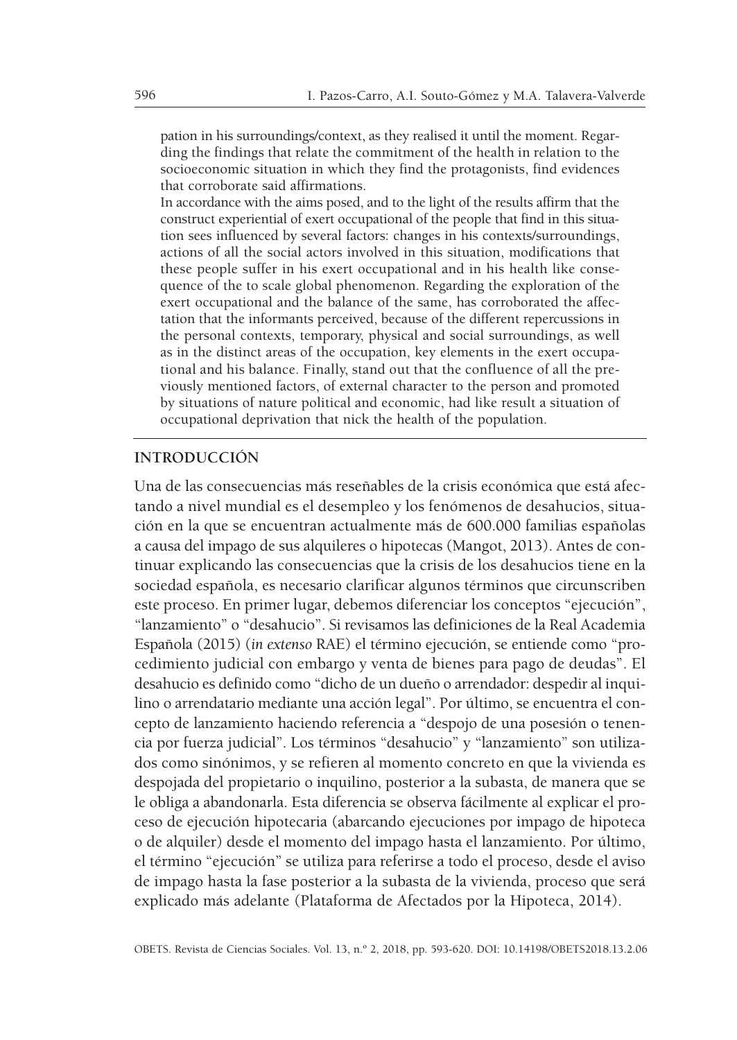pation in his surroundings/context, as they realised it until the moment. Regarding the findings that relate the commitment of the health in relation to the socioeconomic situation in which they find the protagonists, find evidences that corroborate said affirmations.

In accordance with the aims posed, and to the light of the results affirm that the construct experiential of exert occupational of the people that find in this situation sees influenced by several factors: changes in his contexts/surroundings, actions of all the social actors involved in this situation, modifications that these people suffer in his exert occupational and in his health like consequence of the to scale global phenomenon. Regarding the exploration of the exert occupational and the balance of the same, has corroborated the affectation that the informants perceived, because of the different repercussions in the personal contexts, temporary, physical and social surroundings, as well as in the distinct areas of the occupation, key elements in the exert occupational and his balance. Finally, stand out that the confluence of all the previously mentioned factors, of external character to the person and promoted by situations of nature political and economic, had like result a situation of occupational deprivation that nick the health of the population.

## INTRODUCCIÓN

Una de las consecuencias más reseñables de la crisis económica que está afectando a nivel mundial es el desempleo y los fenómenos de desahucios, situación en la que se encuentran actualmente más de 600.000 familias españolas a causa del impago de sus alquileres o hipotecas (Mangot, 2013). Antes de continuar explicando las consecuencias que la crisis de los desahucios tiene en la sociedad española, es necesario clarificar algunos términos que circunscriben este proceso. En primer lugar, debemos diferenciar los conceptos "ejecución", "lanzamiento" o "desahucio". Si revisamos las definiciones de la Real Academia Española (2015) (*in extenso* RAE) el término ejecución, se entiende como "procedimiento judicial con embargo y venta de bienes para pago de deudas". El desahucio es definido como "dicho de un dueño o arrendador: despedir al inquilino o arrendatario mediante una acción legal". Por último, se encuentra el concepto de lanzamiento haciendo referencia a "despojo de una posesión o tenencia por fuerza judicial". Los términos "desahucio" y "lanzamiento" son utilizados como sinónimos, y se refieren al momento concreto en que la vivienda es despojada del propietario o inquilino, posterior a la subasta, de manera que se le obliga a abandonarla. Esta diferencia se observa fácilmente al explicar el proceso de ejecución hipotecaria (abarcando ejecuciones por impago de hipoteca o de alquiler) desde el momento del impago hasta el lanzamiento. Por último, el término "ejecución" se utiliza para referirse a todo el proceso, desde el aviso de impago hasta la fase posterior a la subasta de la vivienda, proceso que será explicado más adelante (Plataforma de Afectados por la Hipoteca, 2014).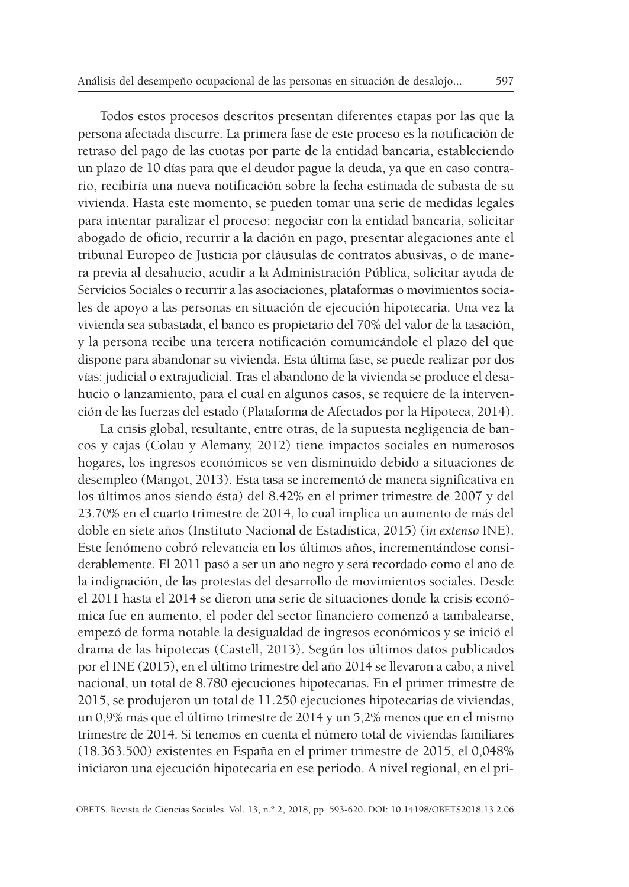Todos estos procesos descritos presentan diferentes etapas por las que la persona afectada discurre. La primera fase de este proceso es la notificación de retraso del pago de las cuotas por parte de la entidad bancaria, estableciendo un plazo de 10 días para que el deudor pague la deuda, ya que en caso contrario, recibiría una nueva notificación sobre la fecha estimada de subasta de su vivienda. Hasta este momento, se pueden tomar una serie de medidas legales para intentar paralizar el proceso: negociar con la entidad bancaria, solicitar abogado de oficio, recurrir a la dación en pago, presentar alegaciones ante el tribunal Europeo de Justicia por cláusulas de contratos abusivas, o de manera previa al desahucio, acudir a la Administración Pública, solicitar ayuda de Servicios Sociales o recurrir a las asociaciones, plataformas o movimientos sociales de apoyo a las personas en situación de ejecución hipotecaria. Una vez la vivienda sea subastada, el banco es propietario del 70% del valor de la tasación, y la persona recibe una tercera notificación comunicándole el plazo del que dispone para abandonar su vivienda. Esta última fase, se puede realizar por dos vías: judicial o extrajudicial. Tras el abandono de la vivienda se produce el desahucio o lanzamiento, para el cual en algunos casos, se requiere de la intervención de las fuerzas del estado (Plataforma de Afectados por la Hipoteca, 2014).

La crisis global, resultante, entre otras, de la supuesta negligencia de bancos y cajas (Colau y Alemany, 2012) tiene impactos sociales en numerosos hogares, los ingresos económicos se ven disminuido debido a situaciones de desempleo (Mangot, 2013). Esta tasa se incrementó de manera significativa en los últimos años siendo ésta) del 8.42% en el primer trimestre de 2007 y del 23.70% en el cuarto trimestre de 2014, lo cual implica un aumento de más del doble en siete años (Instituto Nacional de Estadística, 2015) (*in extenso* INE). Este fenómeno cobró relevancia en los últimos años, incrementándose considerablemente. El 2011 pasó a ser un año negro y será recordado como el año de la indignación, de las protestas del desarrollo de movimientos sociales. Desde el 2011 hasta el 2014 se dieron una serie de situaciones donde la crisis económica fue en aumento, el poder del sector financiero comenzó a tambalearse, empezó de forma notable la desigualdad de ingresos económicos y se inició el drama de las hipotecas (Castell, 2013). Según los últimos datos publicados por el INE (2015), en el último trimestre del año 2014 se llevaron a cabo, a nivel nacional, un total de 8.780 ejecuciones hipotecarias. En el primer trimestre de 2015, se produjeron un total de 11.250 ejecuciones hipotecarias de viviendas, un 0,9% más que el último trimestre de 2014 y un 5,2% menos que en el mismo trimestre de 2014. Si tenemos en cuenta el número total de viviendas familiares (18.363.500) existentes en España en el primer trimestre de 2015, el 0,048% iniciaron una ejecución hipotecaria en ese periodo. A nivel regional, en el pri-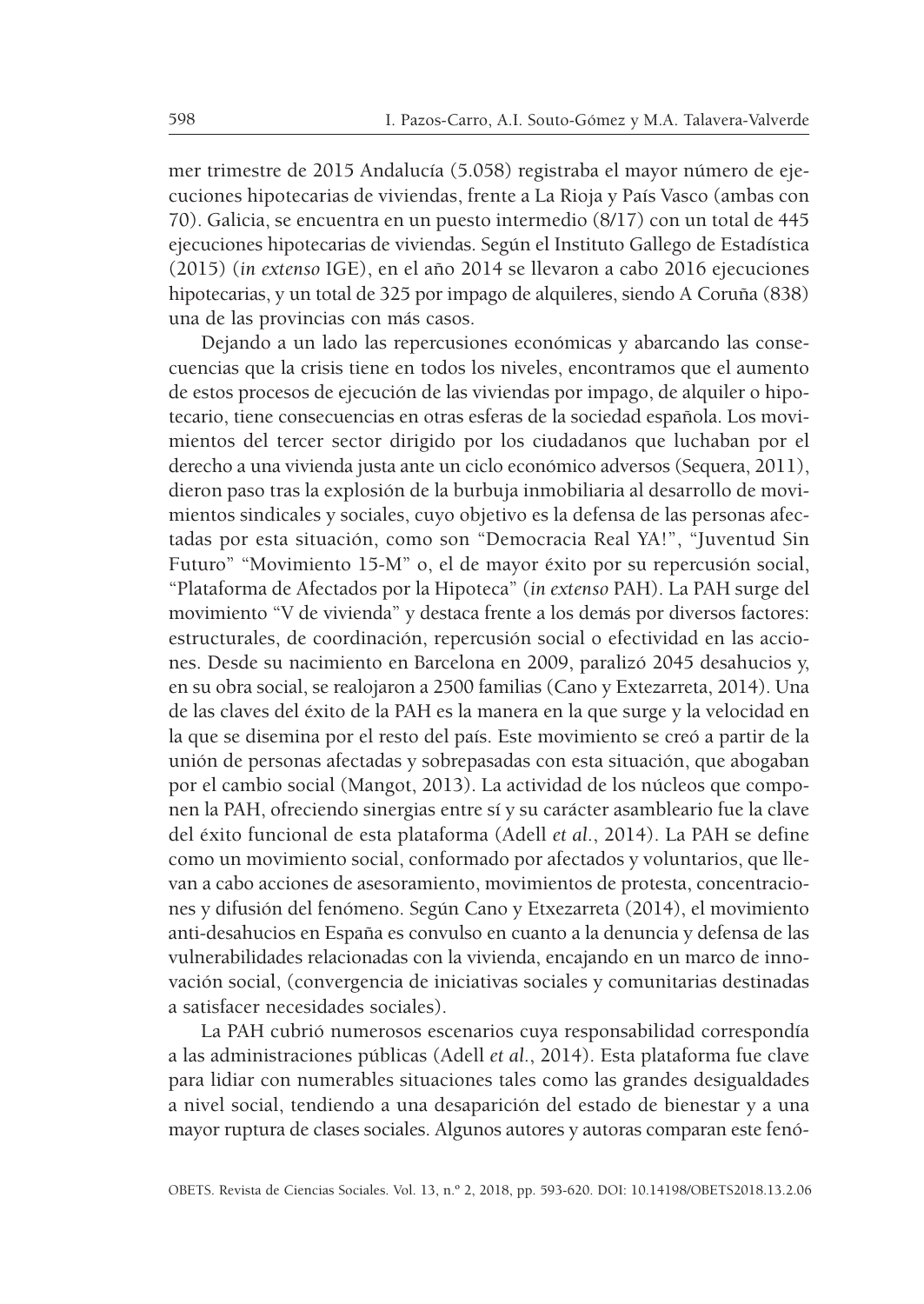mer trimestre de 2015 Andalucía (5.058) registraba el mayor número de ejecuciones hipotecarias de viviendas, frente a La Rioja y País Vasco (ambas con 70). Galicia, se encuentra en un puesto intermedio (8/17) con un total de 445 ejecuciones hipotecarias de viviendas. Según el Instituto Gallego de Estadística (2015) (*in extenso* IGE), en el año 2014 se llevaron a cabo 2016 ejecuciones hipotecarias, y un total de 325 por impago de alquileres, siendo A Coruña (838) una de las provincias con más casos.

Dejando a un lado las repercusiones económicas y abarcando las consecuencias que la crisis tiene en todos los niveles, encontramos que el aumento de estos procesos de ejecución de las viviendas por impago, de alquiler o hipotecario, tiene consecuencias en otras esferas de la sociedad española. Los movimientos del tercer sector dirigido por los ciudadanos que luchaban por el derecho a una vivienda justa ante un ciclo económico adversos (Sequera, 2011), dieron paso tras la explosión de la burbuja inmobiliaria al desarrollo de movimientos sindicales y sociales, cuyo objetivo es la defensa de las personas afectadas por esta situación, como son "Democracia Real YA!", "Juventud Sin Futuro" "Movimiento 15-M" o, el de mayor éxito por su repercusión social, "Plataforma de Afectados por la Hipoteca" (*in extenso* PAH). La PAH surge del movimiento "V de vivienda" y destaca frente a los demás por diversos factores: estructurales, de coordinación, repercusión social o efectividad en las acciones. Desde su nacimiento en Barcelona en 2009, paralizó 2045 desahucios y, en su obra social, se realojaron a 2500 familias (Cano y Extezarreta, 2014). Una de las claves del éxito de la PAH es la manera en la que surge y la velocidad en la que se disemina por el resto del país. Este movimiento se creó a partir de la unión de personas afectadas y sobrepasadas con esta situación, que abogaban por el cambio social (Mangot, 2013). La actividad de los núcleos que componen la PAH, ofreciendo sinergias entre sí y su carácter asambleario fue la clave del éxito funcional de esta plataforma (Adell *et al.*, 2014). La PAH se define como un movimiento social, conformado por afectados y voluntarios, que llevan a cabo acciones de asesoramiento, movimientos de protesta, concentraciones y difusión del fenómeno. Según Cano y Etxezarreta (2014), el movimiento anti-desahucios en España es convulso en cuanto a la denuncia y defensa de las vulnerabilidades relacionadas con la vivienda, encajando en un marco de innovación social, (convergencia de iniciativas sociales y comunitarias destinadas a satisfacer necesidades sociales).

La PAH cubrió numerosos escenarios cuya responsabilidad correspondía a las administraciones públicas (Adell *et al.*, 2014). Esta plataforma fue clave para lidiar con numerables situaciones tales como las grandes desigualdades a nivel social, tendiendo a una desaparición del estado de bienestar y a una mayor ruptura de clases sociales. Algunos autores y autoras comparan este fenó-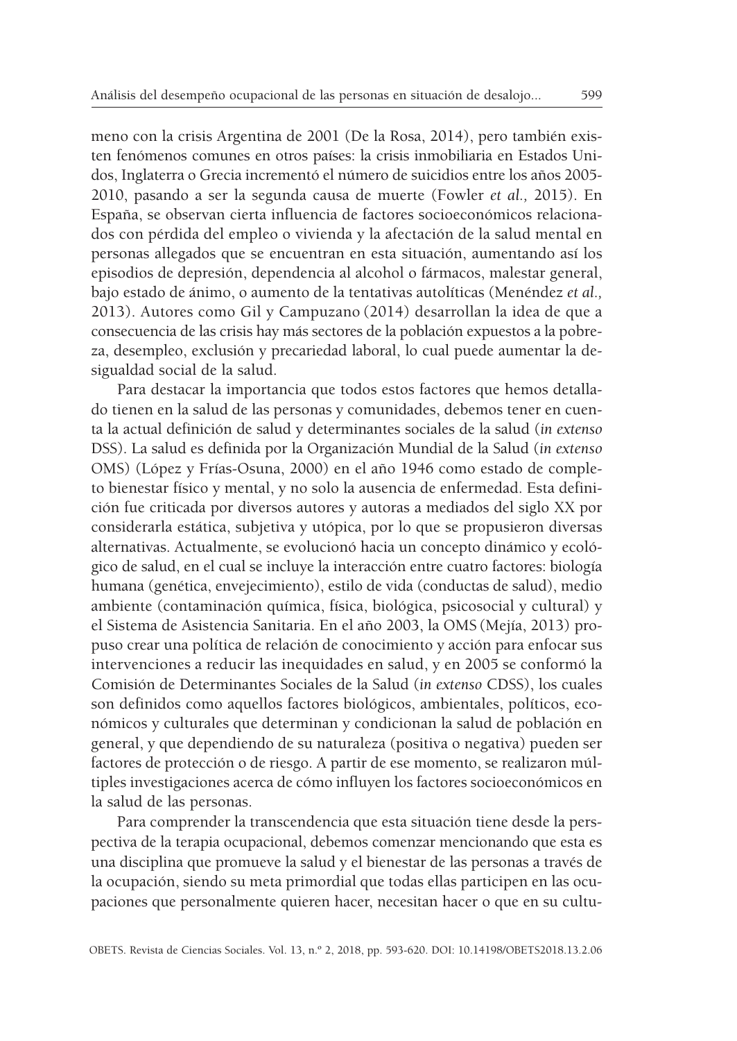meno con la crisis Argentina de 2001 (De la Rosa, 2014), pero también existen fenómenos comunes en otros países: la crisis inmobiliaria en Estados Unidos, Inglaterra o Grecia incrementó el número de suicidios entre los años 2005-2010, pasando a ser la segunda causa de muerte (Fowler *et al.,* 2015). En España, se observan cierta influencia de factores socioeconómicos relacionados con pérdida del empleo o vivienda y la afectación de la salud mental en personas allegados que se encuentran en esta situación, aumentando así los episodios de depresión, dependencia al alcohol o fármacos, malestar general, bajo estado de ánimo, o aumento de la tentativas autolíticas (Menéndez *et al.,* 2013). Autores como Gil y Campuzano (2014) desarrollan la idea de que a consecuencia de las crisis hay más sectores de la población expuestos a la pobreza, desempleo, exclusión y precariedad laboral, lo cual puede aumentar la desigualdad social de la salud.

Para destacar la importancia que todos estos factores que hemos detallado tienen en la salud de las personas y comunidades, debemos tener en cuenta la actual definición de salud y determinantes sociales de la salud (*in extenso* DSS). La salud es definida por la Organización Mundial de la Salud (*in extenso* OMS) (López y Frías-Osuna, 2000) en el año 1946 como estado de completo bienestar físico y mental, y no solo la ausencia de enfermedad. Esta definición fue criticada por diversos autores y autoras a mediados del siglo XX por considerarla estática, subjetiva y utópica, por lo que se propusieron diversas alternativas. Actualmente, se evolucionó hacia un concepto dinámico y ecológico de salud, en el cual se incluye la interacción entre cuatro factores: biología humana (genética, envejecimiento), estilo de vida (conductas de salud), medio ambiente (contaminación química, física, biológica, psicosocial y cultural) y el Sistema de Asistencia Sanitaria. En el año 2003, la OMS (Mejía, 2013) propuso crear una política de relación de conocimiento y acción para enfocar sus intervenciones a reducir las inequidades en salud, y en 2005 se conformó la Comisión de Determinantes Sociales de la Salud (*in extenso* CDSS), los cuales son definidos como aquellos factores biológicos, ambientales, políticos, económicos y culturales que determinan y condicionan la salud de población en general, y que dependiendo de su naturaleza (positiva o negativa) pueden ser factores de protección o de riesgo. A partir de ese momento, se realizaron múltiples investigaciones acerca de cómo influyen los factores socioeconómicos en la salud de las personas.

Para comprender la transcendencia que esta situación tiene desde la perspectiva de la terapia ocupacional, debemos comenzar mencionando que esta es una disciplina que promueve la salud y el bienestar de las personas a través de la ocupación, siendo su meta primordial que todas ellas participen en las ocupaciones que personalmente quieren hacer, necesitan hacer o que en su cultu-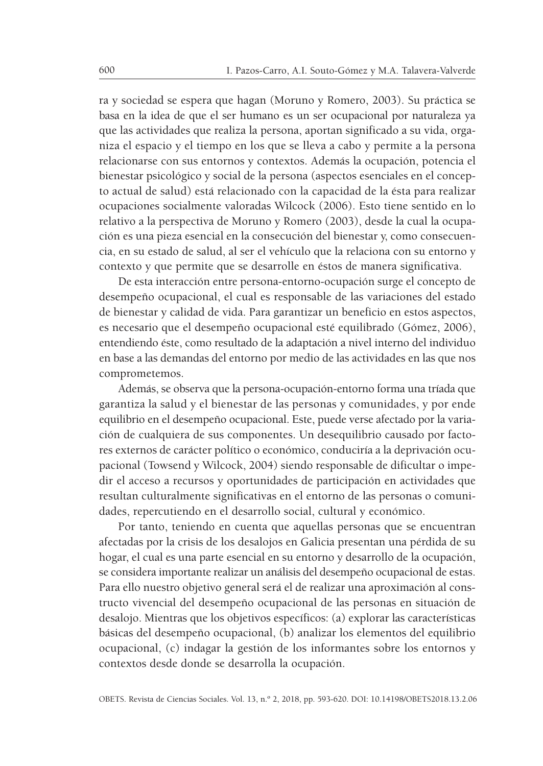ra y sociedad se espera que hagan (Moruno y Romero, 2003). Su práctica se basa en la idea de que el ser humano es un ser ocupacional por naturaleza ya que las actividades que realiza la persona, aportan significado a su vida, organiza el espacio y el tiempo en los que se lleva a cabo y permite a la persona relacionarse con sus entornos y contextos. Además la ocupación, potencia el bienestar psicológico y social de la persona (aspectos esenciales en el concepto actual de salud) está relacionado con la capacidad de la ésta para realizar ocupaciones socialmente valoradas Wilcock (2006). Esto tiene sentido en lo relativo a la perspectiva de Moruno y Romero (2003), desde la cual la ocupación es una pieza esencial en la consecución del bienestar y, como consecuencia, en su estado de salud, al ser el vehículo que la relaciona con su entorno y contexto y que permite que se desarrolle en éstos de manera significativa.

De esta interacción entre persona-entorno-ocupación surge el concepto de desempeño ocupacional, el cual es responsable de las variaciones del estado de bienestar y calidad de vida. Para garantizar un beneficio en estos aspectos, es necesario que el desempeño ocupacional esté equilibrado (Gómez, 2006), entendiendo éste, como resultado de la adaptación a nivel interno del individuo en base a las demandas del entorno por medio de las actividades en las que nos comprometemos.

Además, se observa que la persona-ocupación-entorno forma una tríada que garantiza la salud y el bienestar de las personas y comunidades, y por ende equilibrio en el desempeño ocupacional. Este, puede verse afectado por la variación de cualquiera de sus componentes. Un desequilibrio causado por factores externos de carácter político o económico, conduciría a la deprivación ocupacional (Towsend y Wilcock, 2004) siendo responsable de dificultar o impedir el acceso a recursos y oportunidades de participación en actividades que resultan culturalmente significativas en el entorno de las personas o comunidades, repercutiendo en el desarrollo social, cultural y económico.

Por tanto, teniendo en cuenta que aquellas personas que se encuentran afectadas por la crisis de los desalojos en Galicia presentan una pérdida de su hogar, el cual es una parte esencial en su entorno y desarrollo de la ocupación, se considera importante realizar un análisis del desempeño ocupacional de estas. Para ello nuestro objetivo general será el de realizar una aproximación al constructo vivencial del desempeño ocupacional de las personas en situación de desalojo. Mientras que los objetivos específicos: (a) explorar las características básicas del desempeño ocupacional, (b) analizar los elementos del equilibrio ocupacional, (c) indagar la gestión de los informantes sobre los entornos y contextos desde donde se desarrolla la ocupación.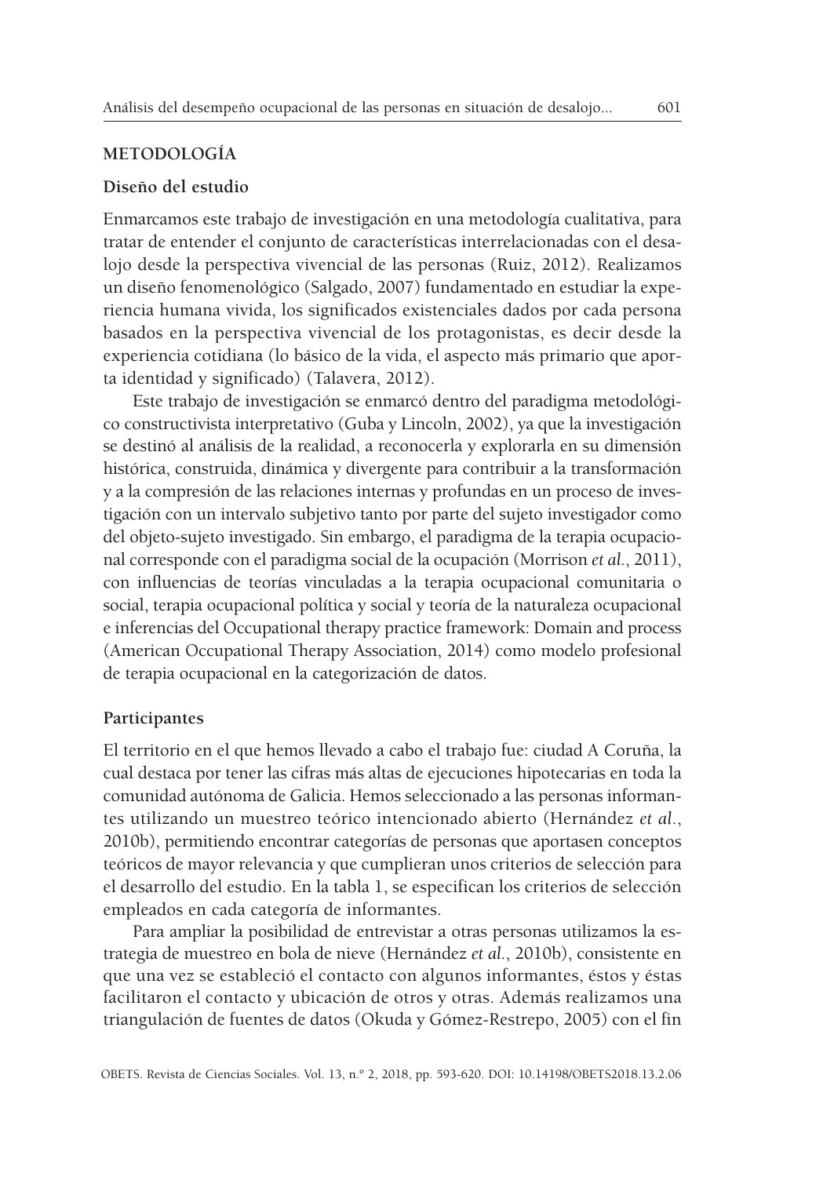## METODOLOGÍA

### Diseño del estudio

Enmarcamos este trabajo de investigación en una metodología cualitativa, para tratar de entender el conjunto de características interrelacionadas con el desalojo desde la perspectiva vivencial de las personas (Ruiz, 2012). Realizamos un diseño fenomenológico (Salgado, 2007) fundamentado en estudiar la experiencia humana vivida, los significados existenciales dados por cada persona basados en la perspectiva vivencial de los protagonistas, es decir desde la experiencia cotidiana (lo básico de la vida, el aspecto más primario que aporta identidad y significado) (Talavera, 2012).

Este trabajo de investigación se enmarcó dentro del paradigma metodológico constructivista interpretativo (Guba y Lincoln, 2002), ya que la investigación se destinó al análisis de la realidad, a reconocerla y explorarla en su dimensión histórica, construida, dinámica y divergente para contribuir a la transformación y a la compresión de las relaciones internas y profundas en un proceso de investigación con un intervalo subjetivo tanto por parte del sujeto investigador como del objeto-sujeto investigado. Sin embargo, el paradigma de la terapia ocupacional corresponde con el paradigma social de la ocupación (Morrison *et al.*, 2011), con influencias de teorías vinculadas a la terapia ocupacional comunitaria o social, terapia ocupacional política y social y teoría de la naturaleza ocupacional e inferencias del Occupational therapy practice framework: Domain and process (American Occupational Therapy Association, 2014) como modelo profesional de terapia ocupacional en la categorización de datos.

### Participantes

El territorio en el que hemos llevado a cabo el trabajo fue: ciudad A Coruña, la cual destaca por tener las cifras más altas de ejecuciones hipotecarias en toda la comunidad autónoma de Galicia. Hemos seleccionado a las personas informantes utilizando un muestreo teórico intencionado abierto (Hernández *et al.*, 2010b), permitiendo encontrar categorías de personas que aportasen conceptos teóricos de mayor relevancia y que cumplieran unos criterios de selección para el desarrollo del estudio. En la tabla 1, se especifican los criterios de selección empleados en cada categoría de informantes.

Para ampliar la posibilidad de entrevistar a otras personas utilizamos la estrategia de muestreo en bola de nieve (Hernández *et al.*, 2010b), consistente en que una vez se estableció el contacto con algunos informantes, éstos y éstas facilitaron el contacto y ubicación de otros y otras. Además realizamos una triangulación de fuentes de datos (Okuda y Gómez-Restrepo, 2005) con el fin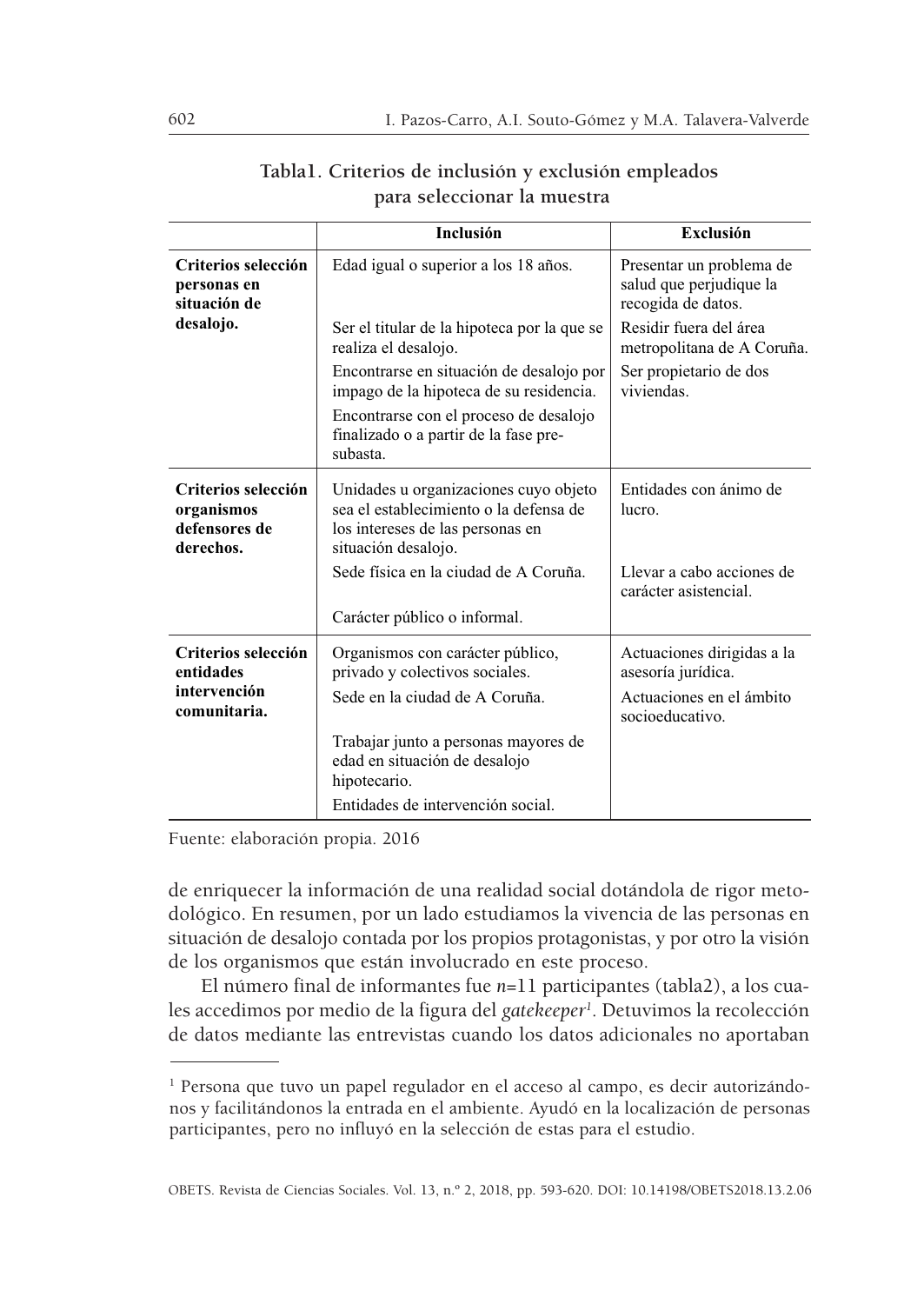**Tabla1. Criterios de inclusión y exclusión empleados para seleccionar la muestra**

| | Inclusión | Exclusión |
|---|---|---|
| **Criterios selección personas en situación de desalojo.** | Edad igual o superior a los 18 años. | Presentar un problema de salud que perjudique la recogida de datos. |
| | Ser el titular de la hipoteca por la que se realiza el desalojo. | Residir fuera del área metropolitana de A Coruña. |
| | Encontrarse en situación de desalojo por impago de la hipoteca de su residencia. | Ser propietario de dos viviendas. |
| | Encontrarse con el proceso de desalojo finalizado o a partir de la fase pre-subasta. | |
| **Criterios selección organismos defensores de derechos.** | Unidades u organizaciones cuyo objeto sea el establecimiento o la defensa de los intereses de las personas en situación desalojo. | Entidades con ánimo de lucro. |
| | Sede física en la ciudad de A Coruña. | Llevar a cabo acciones de carácter asistencial. |
| | Carácter público o informal. | |
| **Criterios selección entidades intervención comunitaria.** | Organismos con carácter público, privado y colectivos sociales. | Actuaciones dirigidas a la asesoría jurídica. |
| | Sede en la ciudad de A Coruña. | Actuaciones en el ámbito socioeducativo. |
| | Trabajar junto a personas mayores de edad en situación de desalojo hipotecario. | |
| | Entidades de intervención social. | |

Fuente: elaboración propia. 2016

de enriquecer la información de una realidad social dotándola de rigor metodológico. En resumen, por un lado estudiamos la vivencia de las personas en situación de desalojo contada por los propios protagonistas, y por otro la visión de los organismos que están involucrado en este proceso.

El número final de informantes fue *n*=11 participantes (tabla2), a los cuales accedimos por medio de la figura del *gatekeeper*[1]. Detuvimos la recolección de datos mediante las entrevistas cuando los datos adicionales no aportaban

[1] Persona que tuvo un papel regulador en el acceso al campo, es decir autorizándonos y facilitándonos la entrada en el ambiente. Ayudó en la localización de personas participantes, pero no influyó en la selección de estas para el estudio.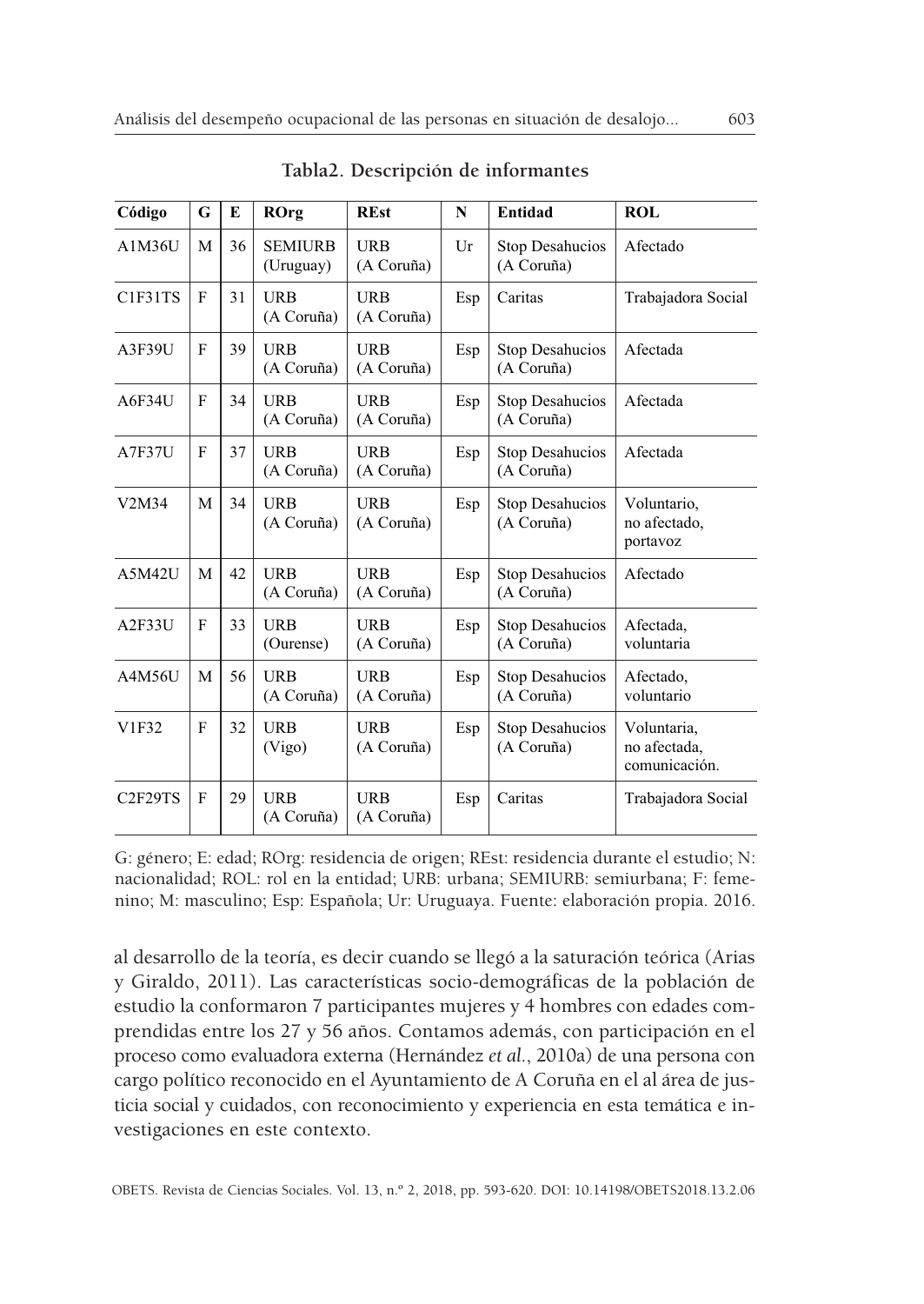**Tabla2. Descripción de informantes**

| Código | G | E | ROrg | REst | N | Entidad | ROL |
|---|---|---|---|---|---|---|---|
| A1M36U | M | 36 | SEMIURB (Uruguay) | URB (A Coruña) | Ur | Stop Desahucios (A Coruña) | Afectado |
| C1F31TS | F | 31 | URB (A Coruña) | URB (A Coruña) | Esp | Caritas | Trabajadora Social |
| A3F39U | F | 39 | URB (A Coruña) | URB (A Coruña) | Esp | Stop Desahucios (A Coruña) | Afectada |
| A6F34U | F | 34 | URB (A Coruña) | URB (A Coruña) | Esp | Stop Desahucios (A Coruña) | Afectada |
| A7F37U | F | 37 | URB (A Coruña) | URB (A Coruña) | Esp | Stop Desahucios (A Coruña) | Afectada |
| V2M34 | M | 34 | URB (A Coruña) | URB (A Coruña) | Esp | Stop Desahucios (A Coruña) | Voluntario, no afectado, portavoz |
| A5M42U | M | 42 | URB (A Coruña) | URB (A Coruña) | Esp | Stop Desahucios (A Coruña) | Afectado |
| A2F33U | F | 33 | URB (Ourense) | URB (A Coruña) | Esp | Stop Desahucios (A Coruña) | Afectada, voluntaria |
| A4M56U | M | 56 | URB (A Coruña) | URB (A Coruña) | Esp | Stop Desahucios (A Coruña) | Afectado, voluntario |
| V1F32 | F | 32 | URB (Vigo) | URB (A Coruña) | Esp | Stop Desahucios (A Coruña) | Voluntaria, no afectada, comunicación. |
| C2F29TS | F | 29 | URB (A Coruña) | URB (A Coruña) | Esp | Caritas | Trabajadora Social |

G: género; E: edad; ROrg: residencia de origen; REst: residencia durante el estudio; N: nacionalidad; ROL: rol en la entidad; URB: urbana; SEMIURB: semiurbana; F: femenino; M: masculino; Esp: Española; Ur: Uruguaya. Fuente: elaboración propia. 2016.

al desarrollo de la teoría, es decir cuando se llegó a la saturación teórica (Arias y Giraldo, 2011). Las características socio-demográficas de la población de estudio la conformaron 7 participantes mujeres y 4 hombres con edades comprendidas entre los 27 y 56 años. Contamos además, con participación en el proceso como evaluadora externa (Hernández *et al.*, 2010a) de una persona con cargo político reconocido en el Ayuntamiento de A Coruña en el al área de justicia social y cuidados, con reconocimiento y experiencia en esta temática e investigaciones en este contexto.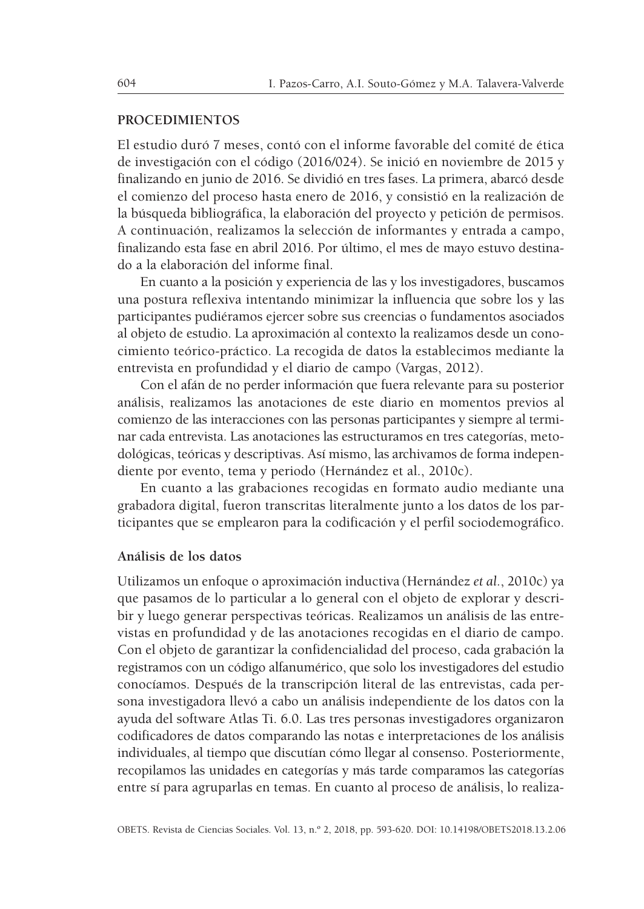## PROCEDIMIENTOS

El estudio duró 7 meses, contó con el informe favorable del comité de ética de investigación con el código (2016/024). Se inició en noviembre de 2015 y finalizando en junio de 2016. Se dividió en tres fases. La primera, abarcó desde el comienzo del proceso hasta enero de 2016, y consistió en la realización de la búsqueda bibliográfica, la elaboración del proyecto y petición de permisos. A continuación, realizamos la selección de informantes y entrada a campo, finalizando esta fase en abril 2016. Por último, el mes de mayo estuvo destinado a la elaboración del informe final.

En cuanto a la posición y experiencia de las y los investigadores, buscamos una postura reflexiva intentando minimizar la influencia que sobre los y las participantes pudiéramos ejercer sobre sus creencias o fundamentos asociados al objeto de estudio. La aproximación al contexto la realizamos desde un conocimiento teórico-práctico. La recogida de datos la establecimos mediante la entrevista en profundidad y el diario de campo (Vargas, 2012).

Con el afán de no perder información que fuera relevante para su posterior análisis, realizamos las anotaciones de este diario en momentos previos al comienzo de las interacciones con las personas participantes y siempre al terminar cada entrevista. Las anotaciones las estructuramos en tres categorías, metodológicas, teóricas y descriptivas. Así mismo, las archivamos de forma independiente por evento, tema y periodo (Hernández et al., 2010c).

En cuanto a las grabaciones recogidas en formato audio mediante una grabadora digital, fueron transcritas literalmente junto a los datos de los participantes que se emplearon para la codificación y el perfil sociodemográfico.

### Análisis de los datos

Utilizamos un enfoque o aproximación inductiva (Hernández *et al.*, 2010c) ya que pasamos de lo particular a lo general con el objeto de explorar y describir y luego generar perspectivas teóricas. Realizamos un análisis de las entrevistas en profundidad y de las anotaciones recogidas en el diario de campo. Con el objeto de garantizar la confidencialidad del proceso, cada grabación la registramos con un código alfanumérico, que solo los investigadores del estudio conocíamos. Después de la transcripción literal de las entrevistas, cada persona investigadora llevó a cabo un análisis independiente de los datos con la ayuda del software Atlas Ti. 6.0. Las tres personas investigadores organizaron codificadores de datos comparando las notas e interpretaciones de los análisis individuales, al tiempo que discutían cómo llegar al consenso. Posteriormente, recopilamos las unidades en categorías y más tarde comparamos las categorías entre sí para agruparlas en temas. En cuanto al proceso de análisis, lo realiza-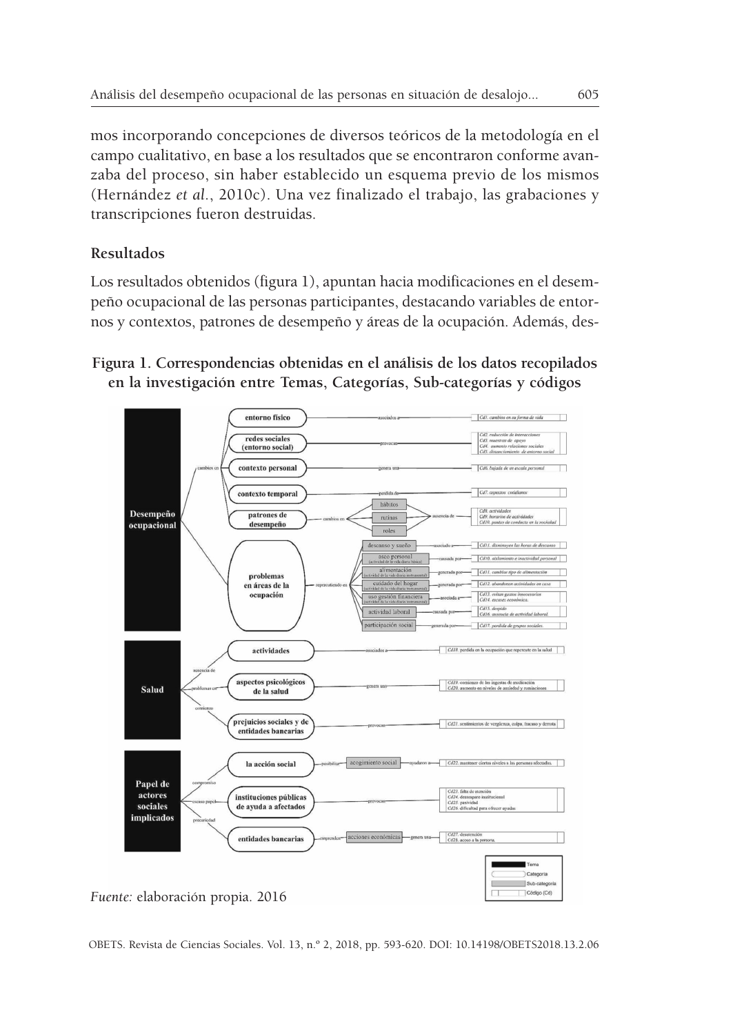mos incorporando concepciones de diversos teóricos de la metodología en el campo cualitativo, en base a los resultados que se encontraron conforme avanzaba del proceso, sin haber establecido un esquema previo de los mismos (Hernández *et al.*, 2010c). Una vez finalizado el trabajo, las grabaciones y transcripciones fueron destruidas.

## Resultados

Los resultados obtenidos (figura 1), apuntan hacia modificaciones en el desempeño ocupacional de las personas participantes, destacando variables de entornos y contextos, patrones de desempeño y áreas de la ocupación. Además, des-

**Figura 1. Correspondencias obtenidas en el análisis de los datos recopilados en la investigación entre Temas, Categorías, Sub-categorías y códigos**

*Fuente:* elaboración propia. 2016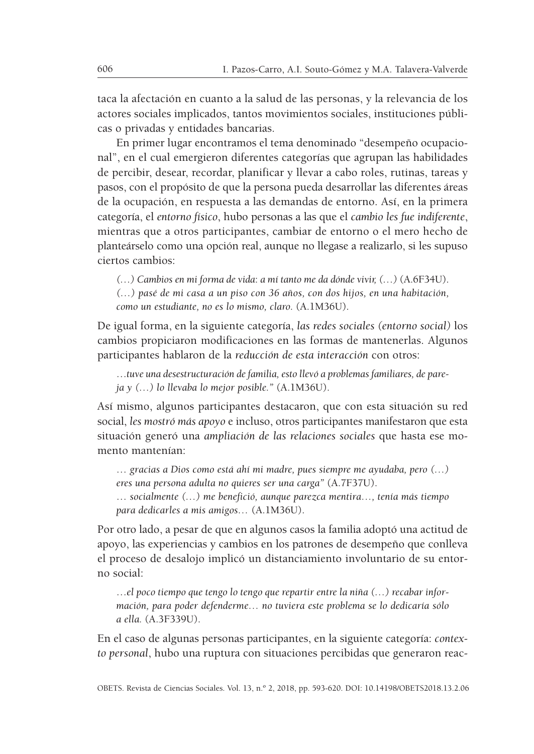taca la afectación en cuanto a la salud de las personas, y la relevancia de los actores sociales implicados, tantos movimientos sociales, instituciones públicas o privadas y entidades bancarias.

En primer lugar encontramos el tema denominado "desempeño ocupacional", en el cual emergieron diferentes categorías que agrupan las habilidades de percibir, desear, recordar, planificar y llevar a cabo roles, rutinas, tareas y pasos, con el propósito de que la persona pueda desarrollar las diferentes áreas de la ocupación, en respuesta a las demandas de entorno. Así, en la primera categoría, el *entorno físico*, hubo personas a las que el *cambio les fue indiferente*, mientras que a otros participantes, cambiar de entorno o el mero hecho de planteárselo como una opción real, aunque no llegase a realizarlo, si les supuso ciertos cambios:

> *(…) Cambios en mi forma de vida: a mí tanto me da dónde vivir, (…)* (A.6F34U).
> *(…) pasé de mi casa a un piso con 36 años, con dos hijos, en una habitación, como un estudiante, no es lo mismo, claro.* (A.1M36U).

De igual forma, en la siguiente categoría, *las redes sociales (entorno social)* los cambios propiciaron modificaciones en las formas de mantenerlas. Algunos participantes hablaron de la *reducción de esta interacción* con otros:

> *…tuve una desestructuración de familia, esto llevó a problemas familiares, de pareja y (…) lo llevaba lo mejor posible."* (A.1M36U).

Así mismo, algunos participantes destacaron, que con esta situación su red social, *les mostró más apoyo* e incluso, otros participantes manifestaron que esta situación generó una *ampliación de las relaciones sociales* que hasta ese momento mantenían:

> *… gracias a Dios como está ahí mi madre, pues siempre me ayudaba, pero (…) eres una persona adulta no quieres ser una carga"* (A.7F37U).
> *… socialmente (…) me benefició, aunque parezca mentira…, tenía más tiempo para dedicarles a mis amigos…* (A.1M36U).

Por otro lado, a pesar de que en algunos casos la familia adoptó una actitud de apoyo, las experiencias y cambios en los patrones de desempeño que conlleva el proceso de desalojo implicó un distanciamiento involuntario de su entorno social:

> *…el poco tiempo que tengo lo tengo que repartir entre la niña (…) recabar información, para poder defenderme… no tuviera este problema se lo dedicaría sólo a ella.* (A.3F339U).

En el caso de algunas personas participantes, en la siguiente categoría: *contexto personal*, hubo una ruptura con situaciones percibidas que generaron reac-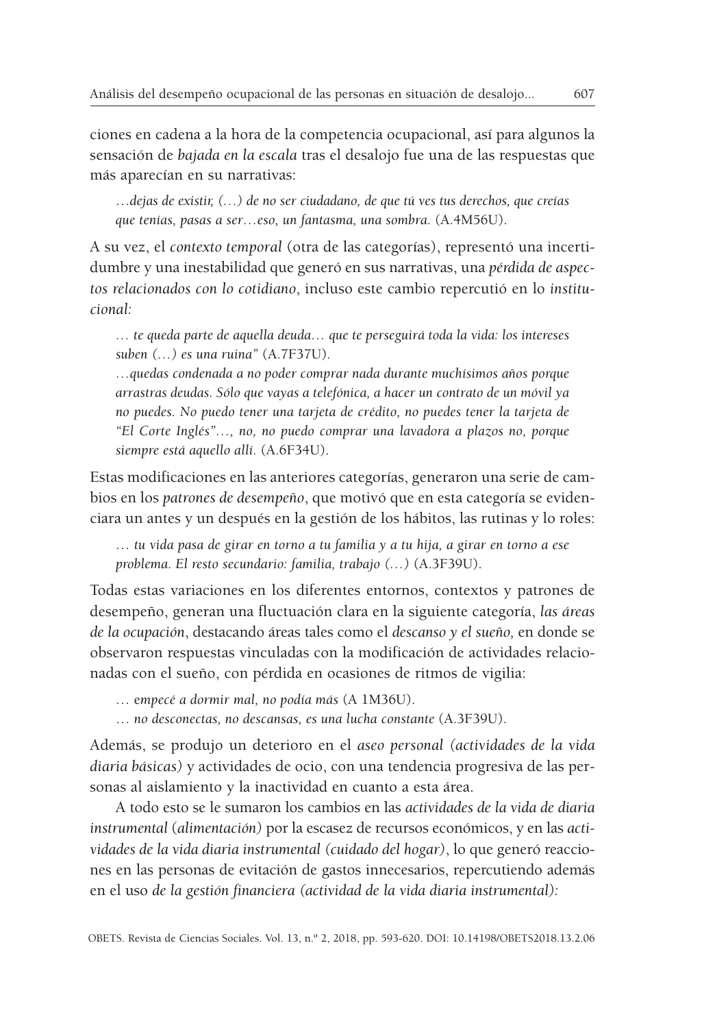ciones en cadena a la hora de la competencia ocupacional, así para algunos la sensación de *bajada en la escala* tras el desalojo fue una de las respuestas que más aparecían en su narrativas:

> *…dejas de existir, (…) de no ser ciudadano, de que tú ves tus derechos, que creías que tenías, pasas a ser…eso, un fantasma, una sombra.* (A.4M56U).

A su vez, el *contexto temporal* (otra de las categorías), representó una incertidumbre y una inestabilidad que generó en sus narrativas, una *pérdida de aspectos relacionados con lo cotidiano*, incluso este cambio repercutió en lo *institucional:*

> *… te queda parte de aquella deuda… que te perseguirá toda la vida: los intereses suben (…) es una ruina"* (A.7F37U).
>
> *…quedas condenada a no poder comprar nada durante muchísimos años porque arrastras deudas. Sólo que vayas a telefónica, a hacer un contrato de un móvil ya no puedes. No puedo tener una tarjeta de crédito, no puedes tener la tarjeta de "El Corte Inglés"…, no, no puedo comprar una lavadora a plazos no, porque siempre está aquello allí.* (A.6F34U).

Estas modificaciones en las anteriores categorías, generaron una serie de cambios en los *patrones de desempeño*, que motivó que en esta categoría se evidenciara un antes y un después en la gestión de los hábitos, las rutinas y lo roles:

> *… tu vida pasa de girar en torno a tu familia y a tu hija, a girar en torno a ese problema. El resto secundario: familia, trabajo (…)* (A.3F39U).

Todas estas variaciones en los diferentes entornos, contextos y patrones de desempeño, generan una fluctuación clara en la siguiente categoría, *las áreas de la ocupación*, destacando áreas tales como el *descanso y el sueño,* en donde se observaron respuestas vinculadas con la modificación de actividades relacionadas con el sueño, con pérdida en ocasiones de ritmos de vigilia:

> *… empecé a dormir mal, no podía más* (A 1M36U).
>
> *… no desconectas, no descansas, es una lucha constante* (A.3F39U).

Además, se produjo un deterioro en el *aseo personal (actividades de la vida diaria básicas)* y actividades de ocio, con una tendencia progresiva de las personas al aislamiento y la inactividad en cuanto a esta área.

A todo esto se le sumaron los cambios en las *actividades de la vida de diaria instrumental (alimentación)* por la escasez de recursos económicos, y en las *actividades de la vida diaria instrumental (cuidado del hogar)*, lo que generó reacciones en las personas de evitación de gastos innecesarios, repercutiendo además en el uso *de la gestión financiera (actividad de la vida diaria instrumental):*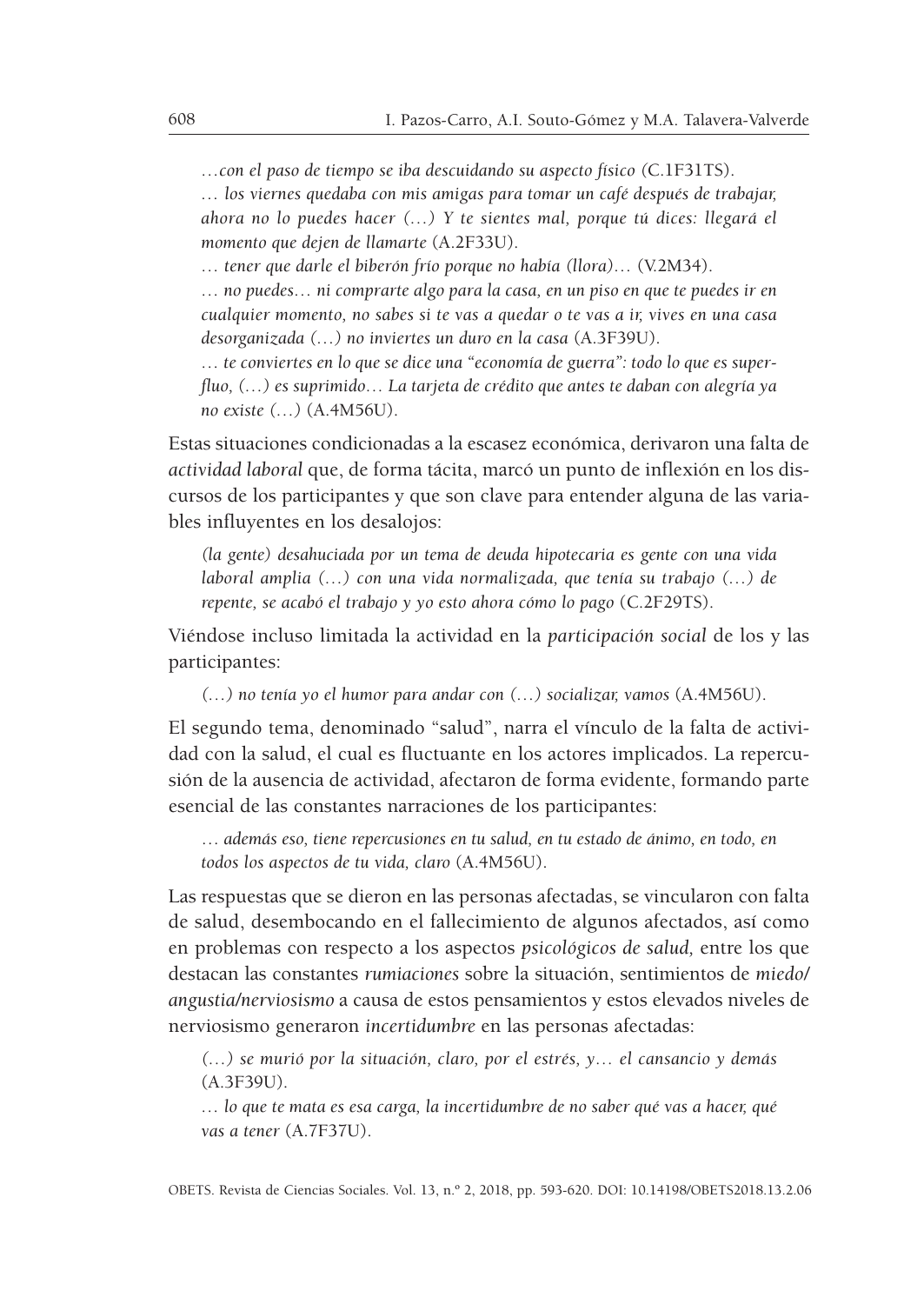*…con el paso de tiempo se iba descuidando su aspecto físico* (C.1F31TS).

*… los viernes quedaba con mis amigas para tomar un café después de trabajar, ahora no lo puedes hacer (…) Y te sientes mal, porque tú dices: llegará el momento que dejen de llamarte* (A.2F33U).

*… tener que darle el biberón frío porque no había (llora)…* (V.2M34).

*… no puedes… ni comprarte algo para la casa, en un piso en que te puedes ir en cualquier momento, no sabes si te vas a quedar o te vas a ir, vives en una casa desorganizada (…) no inviertes un duro en la casa* (A.3F39U).

*… te conviertes en lo que se dice una "economía de guerra": todo lo que es superfluo, (…) es suprimido… La tarjeta de crédito que antes te daban con alegría ya no existe (…)* (A.4M56U).

Estas situaciones condicionadas a la escasez económica, derivaron una falta de *actividad laboral* que, de forma tácita, marcó un punto de inflexión en los discursos de los participantes y que son clave para entender alguna de las variables influyentes en los desalojos:

*(la gente) desahuciada por un tema de deuda hipotecaria es gente con una vida laboral amplia (…) con una vida normalizada, que tenía su trabajo (…) de repente, se acabó el trabajo y yo esto ahora cómo lo pago* (C.2F29TS).

Viéndose incluso limitada la actividad en la *participación social* de los y las participantes:

*(…) no tenía yo el humor para andar con (…) socializar, vamos* (A.4M56U).

El segundo tema, denominado "salud", narra el vínculo de la falta de actividad con la salud, el cual es fluctuante en los actores implicados. La repercusión de la ausencia de actividad, afectaron de forma evidente, formando parte esencial de las constantes narraciones de los participantes:

*… además eso, tiene repercusiones en tu salud, en tu estado de ánimo, en todo, en todos los aspectos de tu vida, claro* (A.4M56U).

Las respuestas que se dieron en las personas afectadas, se vincularon con falta de salud, desembocando en el fallecimiento de algunos afectados, así como en problemas con respecto a los aspectos *psicológicos de salud*, entre los que destacan las constantes *rumiaciones* sobre la situación, sentimientos de *miedo/angustia/nerviosismo* a causa de estos pensamientos y estos elevados niveles de nerviosismo generaron *incertidumbre* en las personas afectadas:

*(…) se murió por la situación, claro, por el estrés, y… el cansancio y demás* (A.3F39U).

*… lo que te mata es esa carga, la incertidumbre de no saber qué vas a hacer, qué vas a tener* (A.7F37U).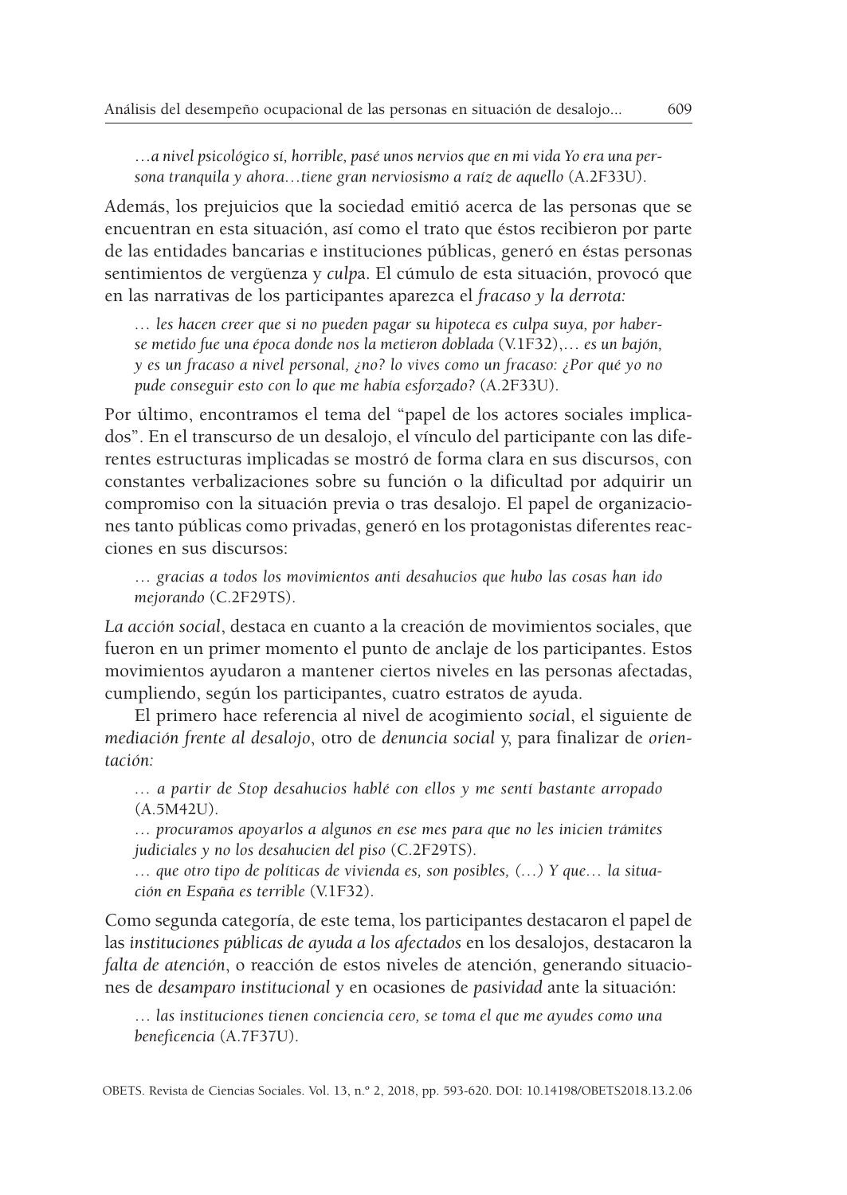*…a nivel psicológico sí, horrible, pasé unos nervios que en mi vida Yo era una persona tranquila y ahora…tiene gran nerviosismo a raíz de aquello* (A.2F33U).

Además, los prejuicios que la sociedad emitió acerca de las personas que se encuentran en esta situación, así como el trato que éstos recibieron por parte de las entidades bancarias e instituciones públicas, generó en éstas personas sentimientos de vergüenza y *culpa*. El cúmulo de esta situación, provocó que en las narrativas de los participantes aparezca el *fracaso y la derrota:*

> *… les hacen creer que si no pueden pagar su hipoteca es culpa suya, por haberse metido fue una época donde nos la metieron doblada* (V.1F32),*… es un bajón, y es un fracaso a nivel personal, ¿no? lo vives como un fracaso: ¿Por qué yo no pude conseguir esto con lo que me había esforzado?* (A.2F33U).

Por último, encontramos el tema del "papel de los actores sociales implicados". En el transcurso de un desalojo, el vínculo del participante con las diferentes estructuras implicadas se mostró de forma clara en sus discursos, con constantes verbalizaciones sobre su función o la dificultad por adquirir un compromiso con la situación previa o tras desalojo. El papel de organizaciones tanto públicas como privadas, generó en los protagonistas diferentes reacciones en sus discursos:

> *… gracias a todos los movimientos anti desahucios que hubo las cosas han ido mejorando* (C.2F29TS).

*La acción social*, destaca en cuanto a la creación de movimientos sociales, que fueron en un primer momento el punto de anclaje de los participantes. Estos movimientos ayudaron a mantener ciertos niveles en las personas afectadas, cumpliendo, según los participantes, cuatro estratos de ayuda.

El primero hace referencia al nivel de acogimiento *socia*l, el siguiente de *mediación frente al desalojo*, otro de *denuncia social* y, para finalizar de *orientación:*

> *… a partir de Stop desahucios hablé con ellos y me sentí bastante arropado* (A.5M42U).
>
> *… procuramos apoyarlos a algunos en ese mes para que no les inicien trámites judiciales y no los desahucien del piso* (C.2F29TS).
>
> *… que otro tipo de políticas de vivienda es, son posibles, (…) Y que… la situación en España es terrible* (V.1F32).

Como segunda categoría, de este tema, los participantes destacaron el papel de las *instituciones públicas de ayuda a los afectados* en los desalojos, destacaron la *falta de atención*, o reacción de estos niveles de atención, generando situaciones de *desamparo institucional* y en ocasiones de *pasividad* ante la situación:

> *… las instituciones tienen conciencia cero, se toma el que me ayudes como una beneficencia* (A.7F37U).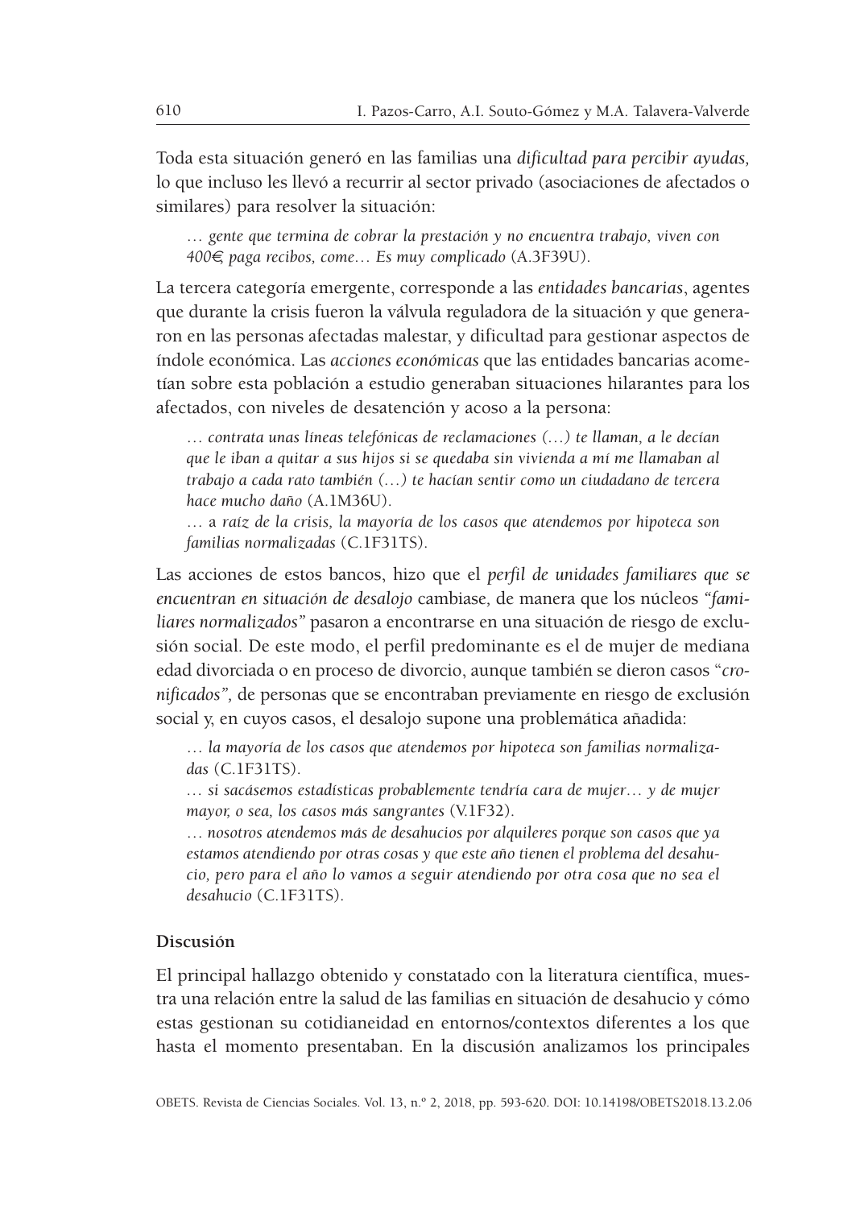Toda esta situación generó en las familias una *dificultad para percibir ayudas*, lo que incluso les llevó a recurrir al sector privado (asociaciones de afectados o similares) para resolver la situación:

> *… gente que termina de cobrar la prestación y no encuentra trabajo, viven con 400€, paga recibos, come… Es muy complicado* (A.3F39U).

La tercera categoría emergente, corresponde a las *entidades bancarias*, agentes que durante la crisis fueron la válvula reguladora de la situación y que generaron en las personas afectadas malestar, y dificultad para gestionar aspectos de índole económica. Las *acciones económicas* que las entidades bancarias acometían sobre esta población a estudio generaban situaciones hilarantes para los afectados, con niveles de desatención y acoso a la persona:

> *… contrata unas líneas telefónicas de reclamaciones (…) te llaman, a le decían que le iban a quitar a sus hijos si se quedaba sin vivienda a mí me llamaban al trabajo a cada rato también (…) te hacían sentir como un ciudadano de tercera hace mucho daño* (A.1M36U).
>
> … a *raíz de la crisis, la mayoría de los casos que atendemos por hipoteca son familias normalizadas* (C.1F31TS).

Las acciones de estos bancos, hizo que el *perfil de unidades familiares que se encuentran en situación de desalojo* cambiase, de manera que los núcleos *"familiares normalizados"* pasaron a encontrarse en una situación de riesgo de exclusión social. De este modo, el perfil predominante es el de mujer de mediana edad divorciada o en proceso de divorcio, aunque también se dieron casos "*cronificados"*, de personas que se encontraban previamente en riesgo de exclusión social y, en cuyos casos, el desalojo supone una problemática añadida:

> *… la mayoría de los casos que atendemos por hipoteca son familias normalizadas* (C.1F31TS).
>
> *… si sacásemos estadísticas probablemente tendría cara de mujer… y de mujer mayor, o sea, los casos más sangrantes* (V.1F32).
>
> *… nosotros atendemos más de desahucios por alquileres porque son casos que ya estamos atendiendo por otras cosas y que este año tienen el problema del desahucio, pero para el año lo vamos a seguir atendiendo por otra cosa que no sea el desahucio* (C.1F31TS).

**Discusión**

El principal hallazgo obtenido y constatado con la literatura científica, muestra una relación entre la salud de las familias en situación de desahucio y cómo estas gestionan su cotidianeidad en entornos/contextos diferentes a los que hasta el momento presentaban. En la discusión analizamos los principales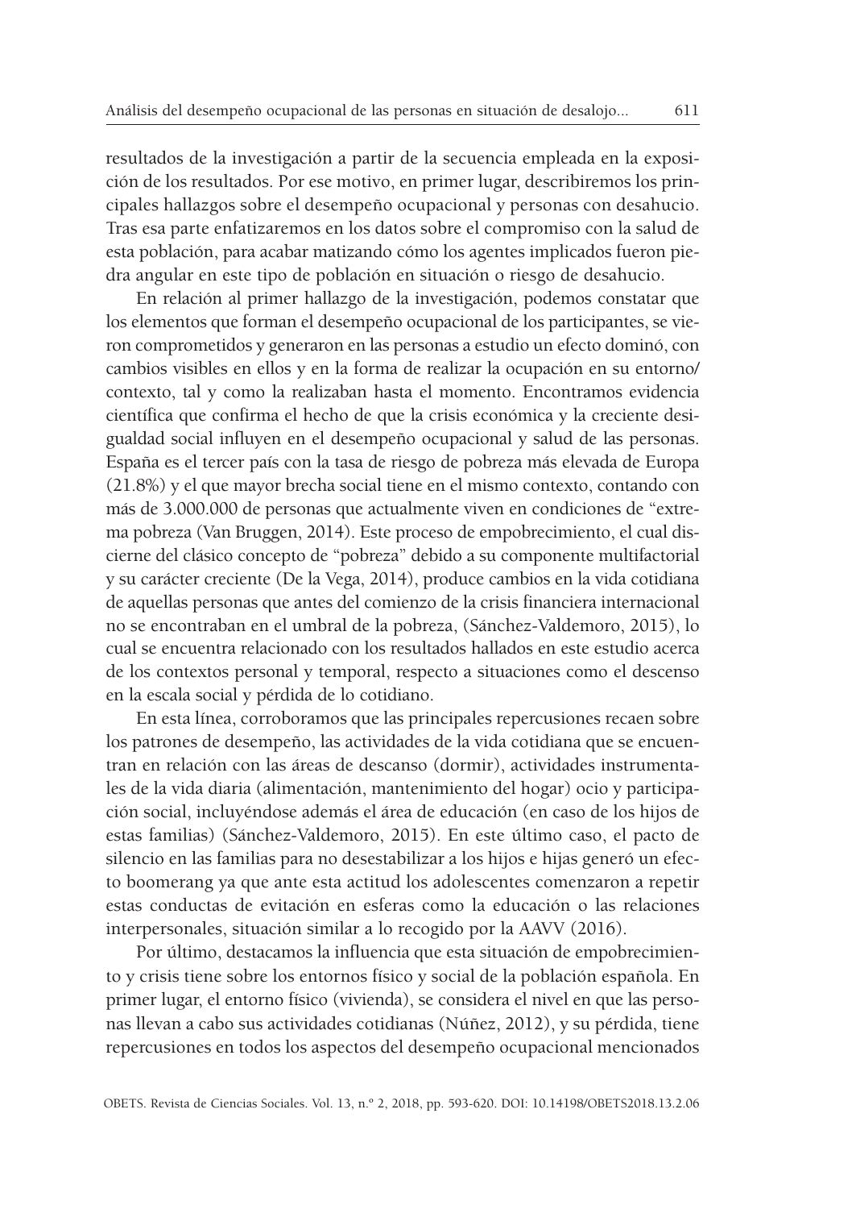resultados de la investigación a partir de la secuencia empleada en la exposición de los resultados. Por ese motivo, en primer lugar, describiremos los principales hallazgos sobre el desempeño ocupacional y personas con desahucio. Tras esa parte enfatizaremos en los datos sobre el compromiso con la salud de esta población, para acabar matizando cómo los agentes implicados fueron piedra angular en este tipo de población en situación o riesgo de desahucio.

En relación al primer hallazgo de la investigación, podemos constatar que los elementos que forman el desempeño ocupacional de los participantes, se vieron comprometidos y generaron en las personas a estudio un efecto dominó, con cambios visibles en ellos y en la forma de realizar la ocupación en su entorno/contexto, tal y como la realizaban hasta el momento. Encontramos evidencia científica que confirma el hecho de que la crisis económica y la creciente desigualdad social influyen en el desempeño ocupacional y salud de las personas. España es el tercer país con la tasa de riesgo de pobreza más elevada de Europa (21.8%) y el que mayor brecha social tiene en el mismo contexto, contando con más de 3.000.000 de personas que actualmente viven en condiciones de "extrema pobreza (Van Bruggen, 2014). Este proceso de empobrecimiento, el cual discierne del clásico concepto de "pobreza" debido a su componente multifactorial y su carácter creciente (De la Vega, 2014), produce cambios en la vida cotidiana de aquellas personas que antes del comienzo de la crisis financiera internacional no se encontraban en el umbral de la pobreza, (Sánchez-Valdemoro, 2015), lo cual se encuentra relacionado con los resultados hallados en este estudio acerca de los contextos personal y temporal, respecto a situaciones como el descenso en la escala social y pérdida de lo cotidiano.

En esta línea, corroboramos que las principales repercusiones recaen sobre los patrones de desempeño, las actividades de la vida cotidiana que se encuentran en relación con las áreas de descanso (dormir), actividades instrumentales de la vida diaria (alimentación, mantenimiento del hogar) ocio y participación social, incluyéndose además el área de educación (en caso de los hijos de estas familias) (Sánchez-Valdemoro, 2015). En este último caso, el pacto de silencio en las familias para no desestabilizar a los hijos e hijas generó un efecto boomerang ya que ante esta actitud los adolescentes comenzaron a repetir estas conductas de evitación en esferas como la educación o las relaciones interpersonales, situación similar a lo recogido por la AAVV (2016).

Por último, destacamos la influencia que esta situación de empobrecimiento y crisis tiene sobre los entornos físico y social de la población española. En primer lugar, el entorno físico (vivienda), se considera el nivel en que las personas llevan a cabo sus actividades cotidianas (Núñez, 2012), y su pérdida, tiene repercusiones en todos los aspectos del desempeño ocupacional mencionados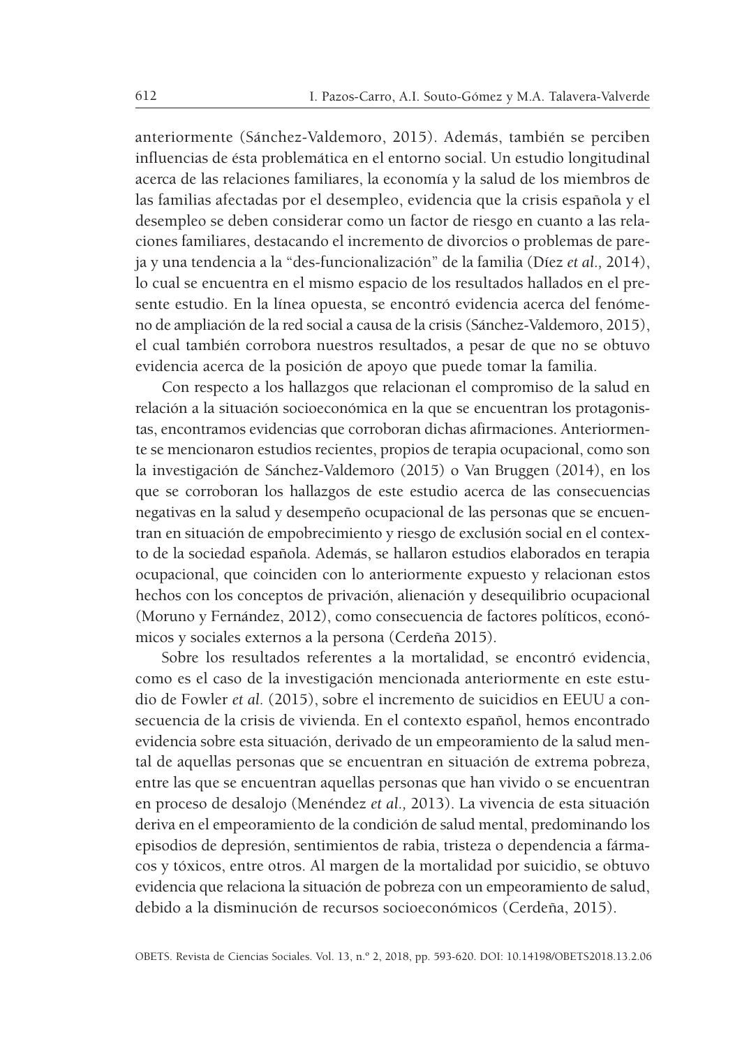anteriormente (Sánchez-Valdemoro, 2015). Además, también se perciben influencias de ésta problemática en el entorno social. Un estudio longitudinal acerca de las relaciones familiares, la economía y la salud de los miembros de las familias afectadas por el desempleo, evidencia que la crisis española y el desempleo se deben considerar como un factor de riesgo en cuanto a las relaciones familiares, destacando el incremento de divorcios o problemas de pareja y una tendencia a la "des-funcionalización" de la familia (Díez *et al.,* 2014), lo cual se encuentra en el mismo espacio de los resultados hallados en el presente estudio. En la línea opuesta, se encontró evidencia acerca del fenómeno de ampliación de la red social a causa de la crisis (Sánchez-Valdemoro, 2015), el cual también corrobora nuestros resultados, a pesar de que no se obtuvo evidencia acerca de la posición de apoyo que puede tomar la familia.

Con respecto a los hallazgos que relacionan el compromiso de la salud en relación a la situación socioeconómica en la que se encuentran los protagonistas, encontramos evidencias que corroboran dichas afirmaciones. Anteriormente se mencionaron estudios recientes, propios de terapia ocupacional, como son la investigación de Sánchez-Valdemoro (2015) o Van Bruggen (2014), en los que se corroboran los hallazgos de este estudio acerca de las consecuencias negativas en la salud y desempeño ocupacional de las personas que se encuentran en situación de empobrecimiento y riesgo de exclusión social en el contexto de la sociedad española. Además, se hallaron estudios elaborados en terapia ocupacional, que coinciden con lo anteriormente expuesto y relacionan estos hechos con los conceptos de privación, alienación y desequilibrio ocupacional (Moruno y Fernández, 2012), como consecuencia de factores políticos, económicos y sociales externos a la persona (Cerdeña 2015).

Sobre los resultados referentes a la mortalidad, se encontró evidencia, como es el caso de la investigación mencionada anteriormente en este estudio de Fowler *et al.* (2015), sobre el incremento de suicidios en EEUU a consecuencia de la crisis de vivienda. En el contexto español, hemos encontrado evidencia sobre esta situación, derivado de un empeoramiento de la salud mental de aquellas personas que se encuentran en situación de extrema pobreza, entre las que se encuentran aquellas personas que han vivido o se encuentran en proceso de desalojo (Menéndez *et al.,* 2013). La vivencia de esta situación deriva en el empeoramiento de la condición de salud mental, predominando los episodios de depresión, sentimientos de rabia, tristeza o dependencia a fármacos y tóxicos, entre otros. Al margen de la mortalidad por suicidio, se obtuvo evidencia que relaciona la situación de pobreza con un empeoramiento de salud, debido a la disminución de recursos socioeconómicos (Cerdeña, 2015).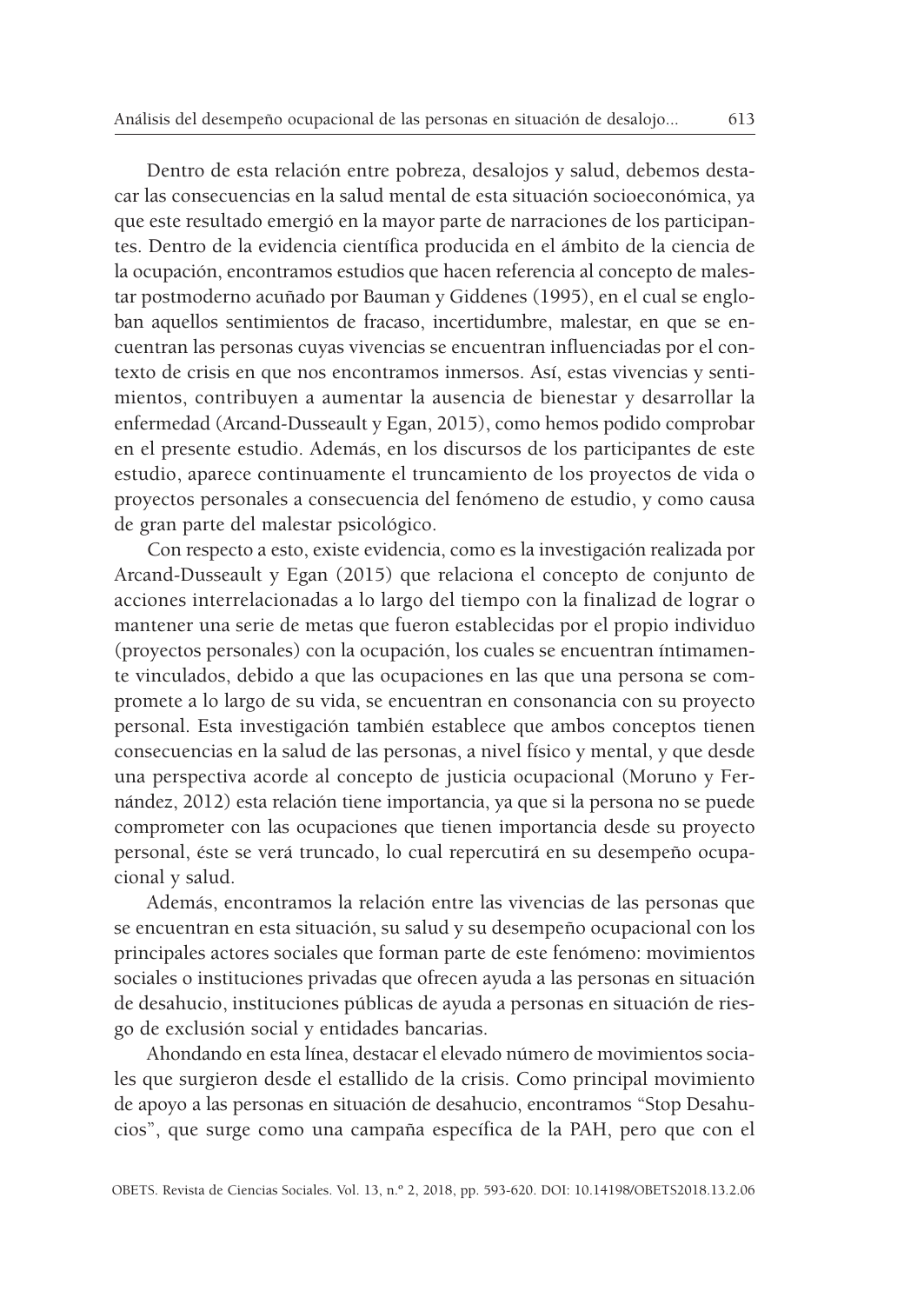Dentro de esta relación entre pobreza, desalojos y salud, debemos destacar las consecuencias en la salud mental de esta situación socioeconómica, ya que este resultado emergió en la mayor parte de narraciones de los participantes. Dentro de la evidencia científica producida en el ámbito de la ciencia de la ocupación, encontramos estudios que hacen referencia al concepto de malestar postmoderno acuñado por Bauman y Giddenes (1995), en el cual se engloban aquellos sentimientos de fracaso, incertidumbre, malestar, en que se encuentran las personas cuyas vivencias se encuentran influenciadas por el contexto de crisis en que nos encontramos inmersos. Así, estas vivencias y sentimientos, contribuyen a aumentar la ausencia de bienestar y desarrollar la enfermedad (Arcand-Dusseault y Egan, 2015), como hemos podido comprobar en el presente estudio. Además, en los discursos de los participantes de este estudio, aparece continuamente el truncamiento de los proyectos de vida o proyectos personales a consecuencia del fenómeno de estudio, y como causa de gran parte del malestar psicológico.

Con respecto a esto, existe evidencia, como es la investigación realizada por Arcand-Dusseault y Egan (2015) que relaciona el concepto de conjunto de acciones interrelacionadas a lo largo del tiempo con la finalizad de lograr o mantener una serie de metas que fueron establecidas por el propio individuo (proyectos personales) con la ocupación, los cuales se encuentran íntimamente vinculados, debido a que las ocupaciones en las que una persona se compromete a lo largo de su vida, se encuentran en consonancia con su proyecto personal. Esta investigación también establece que ambos conceptos tienen consecuencias en la salud de las personas, a nivel físico y mental, y que desde una perspectiva acorde al concepto de justicia ocupacional (Moruno y Fernández, 2012) esta relación tiene importancia, ya que si la persona no se puede comprometer con las ocupaciones que tienen importancia desde su proyecto personal, éste se verá truncado, lo cual repercutirá en su desempeño ocupacional y salud.

Además, encontramos la relación entre las vivencias de las personas que se encuentran en esta situación, su salud y su desempeño ocupacional con los principales actores sociales que forman parte de este fenómeno: movimientos sociales o instituciones privadas que ofrecen ayuda a las personas en situación de desahucio, instituciones públicas de ayuda a personas en situación de riesgo de exclusión social y entidades bancarias.

Ahondando en esta línea, destacar el elevado número de movimientos sociales que surgieron desde el estallido de la crisis. Como principal movimiento de apoyo a las personas en situación de desahucio, encontramos "Stop Desahucios", que surge como una campaña específica de la PAH, pero que con el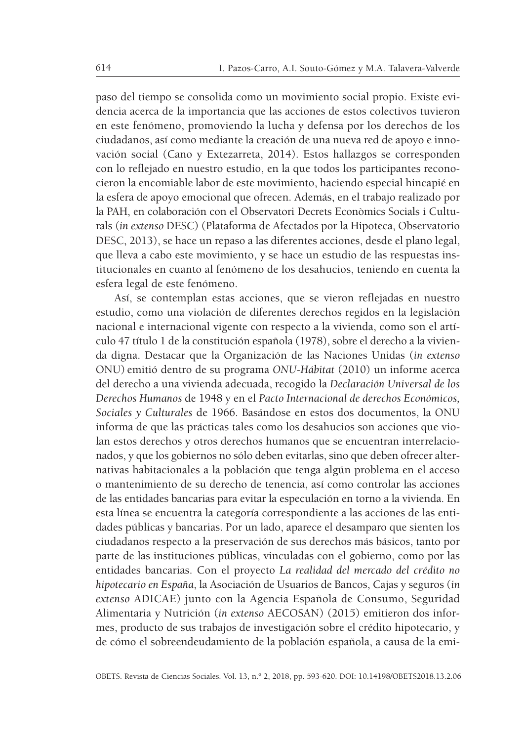paso del tiempo se consolida como un movimiento social propio. Existe evidencia acerca de la importancia que las acciones de estos colectivos tuvieron en este fenómeno, promoviendo la lucha y defensa por los derechos de los ciudadanos, así como mediante la creación de una nueva red de apoyo e innovación social (Cano y Extezarreta, 2014). Estos hallazgos se corresponden con lo reflejado en nuestro estudio, en la que todos los participantes reconocieron la encomiable labor de este movimiento, haciendo especial hincapié en la esfera de apoyo emocional que ofrecen. Además, en el trabajo realizado por la PAH, en colaboración con el Observatori Decrets Econòmics Socials i Culturals (*in extenso* DESC) (Plataforma de Afectados por la Hipoteca, Observatorio DESC, 2013), se hace un repaso a las diferentes acciones, desde el plano legal, que lleva a cabo este movimiento, y se hace un estudio de las respuestas institucionales en cuanto al fenómeno de los desahucios, teniendo en cuenta la esfera legal de este fenómeno.

Así, se contemplan estas acciones, que se vieron reflejadas en nuestro estudio, como una violación de diferentes derechos regidos en la legislación nacional e internacional vigente con respecto a la vivienda, como son el artículo 47 título 1 de la constitución española (1978), sobre el derecho a la vivienda digna. Destacar que la Organización de las Naciones Unidas (*in extenso* ONU) emitió dentro de su programa *ONU-Hábitat* (2010) un informe acerca del derecho a una vivienda adecuada, recogido la *Declaración Universal de los Derechos Humanos* de 1948 y en el *Pacto Internacional de derechos Económicos, Sociales y Culturales* de 1966. Basándose en estos dos documentos, la ONU informa de que las prácticas tales como los desahucios son acciones que violan estos derechos y otros derechos humanos que se encuentran interrelacionados, y que los gobiernos no sólo deben evitarlas, sino que deben ofrecer alternativas habitacionales a la población que tenga algún problema en el acceso o mantenimiento de su derecho de tenencia, así como controlar las acciones de las entidades bancarias para evitar la especulación en torno a la vivienda. En esta línea se encuentra la categoría correspondiente a las acciones de las entidades públicas y bancarias. Por un lado, aparece el desamparo que sienten los ciudadanos respecto a la preservación de sus derechos más básicos, tanto por parte de las instituciones públicas, vinculadas con el gobierno, como por las entidades bancarias. Con el proyecto *La realidad del mercado del crédito no hipotecario en España*, la Asociación de Usuarios de Bancos, Cajas y seguros (*in extenso* ADICAE) junto con la Agencia Española de Consumo, Seguridad Alimentaria y Nutrición (*in extenso* AECOSAN) (2015) emitieron dos informes, producto de sus trabajos de investigación sobre el crédito hipotecario, y de cómo el sobreendeudamiento de la población española, a causa de la emi-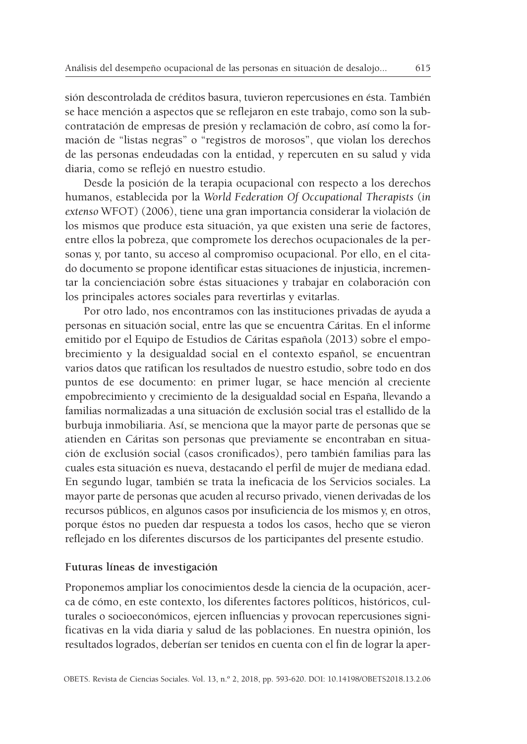sión descontrolada de créditos basura, tuvieron repercusiones en ésta. También se hace mención a aspectos que se reflejaron en este trabajo, como son la subcontratación de empresas de presión y reclamación de cobro, así como la formación de "listas negras" o "registros de morosos", que violan los derechos de las personas endeudadas con la entidad, y repercuten en su salud y vida diaria, como se reflejó en nuestro estudio.

Desde la posición de la terapia ocupacional con respecto a los derechos humanos, establecida por la *World Federation Of Occupational Therapists* (*in extenso* WFOT) (2006), tiene una gran importancia considerar la violación de los mismos que produce esta situación, ya que existen una serie de factores, entre ellos la pobreza, que compromete los derechos ocupacionales de la personas y, por tanto, su acceso al compromiso ocupacional. Por ello, en el citado documento se propone identificar estas situaciones de injusticia, incrementar la concienciación sobre éstas situaciones y trabajar en colaboración con los principales actores sociales para revertirlas y evitarlas.

Por otro lado, nos encontramos con las instituciones privadas de ayuda a personas en situación social, entre las que se encuentra Cáritas. En el informe emitido por el Equipo de Estudios de Cáritas española (2013) sobre el empobrecimiento y la desigualdad social en el contexto español, se encuentran varios datos que ratifican los resultados de nuestro estudio, sobre todo en dos puntos de ese documento: en primer lugar, se hace mención al creciente empobrecimiento y crecimiento de la desigualdad social en España, llevando a familias normalizadas a una situación de exclusión social tras el estallido de la burbuja inmobiliaria. Así, se menciona que la mayor parte de personas que se atienden en Cáritas son personas que previamente se encontraban en situación de exclusión social (casos cronificados), pero también familias para las cuales esta situación es nueva, destacando el perfil de mujer de mediana edad. En segundo lugar, también se trata la ineficacia de los Servicios sociales. La mayor parte de personas que acuden al recurso privado, vienen derivadas de los recursos públicos, en algunos casos por insuficiencia de los mismos y, en otros, porque éstos no pueden dar respuesta a todos los casos, hecho que se vieron reflejado en los diferentes discursos de los participantes del presente estudio.

**Futuras líneas de investigación**

Proponemos ampliar los conocimientos desde la ciencia de la ocupación, acerca de cómo, en este contexto, los diferentes factores políticos, históricos, culturales o socioeconómicos, ejercen influencias y provocan repercusiones significativas en la vida diaria y salud de las poblaciones. En nuestra opinión, los resultados logrados, deberían ser tenidos en cuenta con el fin de lograr la aper-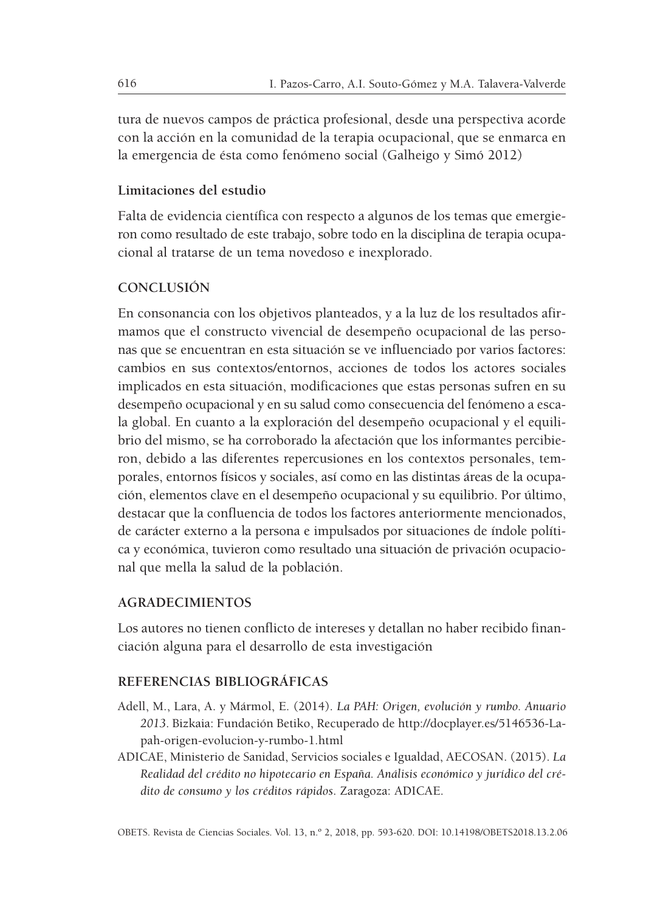tura de nuevos campos de práctica profesional, desde una perspectiva acorde con la acción en la comunidad de la terapia ocupacional, que se enmarca en la emergencia de ésta como fenómeno social (Galheigo y Simó 2012)

### Limitaciones del estudio

Falta de evidencia científica con respecto a algunos de los temas que emergieron como resultado de este trabajo, sobre todo en la disciplina de terapia ocupacional al tratarse de un tema novedoso e inexplorado.

## CONCLUSIÓN

En consonancia con los objetivos planteados, y a la luz de los resultados afirmamos que el constructo vivencial de desempeño ocupacional de las personas que se encuentran en esta situación se ve influenciado por varios factores: cambios en sus contextos/entornos, acciones de todos los actores sociales implicados en esta situación, modificaciones que estas personas sufren en su desempeño ocupacional y en su salud como consecuencia del fenómeno a escala global. En cuanto a la exploración del desempeño ocupacional y el equilibrio del mismo, se ha corroborado la afectación que los informantes percibieron, debido a las diferentes repercusiones en los contextos personales, temporales, entornos físicos y sociales, así como en las distintas áreas de la ocupación, elementos clave en el desempeño ocupacional y su equilibrio. Por último, destacar que la confluencia de todos los factores anteriormente mencionados, de carácter externo a la persona e impulsados por situaciones de índole política y económica, tuvieron como resultado una situación de privación ocupacional que mella la salud de la población.

## AGRADECIMIENTOS

Los autores no tienen conflicto de intereses y detallan no haber recibido financiación alguna para el desarrollo de esta investigación

## REFERENCIAS BIBLIOGRÁFICAS

Adell, M., Lara, A. y Mármol, E. (2014). *La PAH: Origen, evolución y rumbo. Anuario 2013*. Bizkaia: Fundación Betiko, Recuperado de http://docplayer.es/5146536-La-pah-origen-evolucion-y-rumbo-1.html

ADICAE, Ministerio de Sanidad, Servicios sociales e Igualdad, AECOSAN. (2015). *La Realidad del crédito no hipotecario en España. Análisis económico y jurídico del crédito de consumo y los créditos rápidos*. Zaragoza: ADICAE.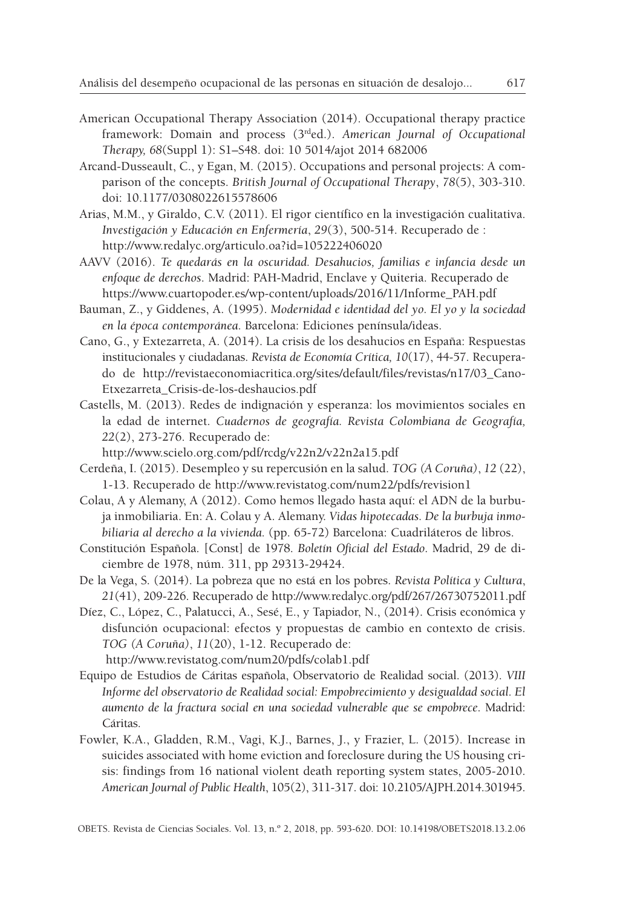American Occupational Therapy Association (2014). Occupational therapy practice framework: Domain and process (3rded.). *American Journal of Occupational Therapy, 68*(Suppl 1): S1–S48. doi: 10 5014/ajot 2014 682006

Arcand-Dusseault, C., y Egan, M. (2015). Occupations and personal projects: A comparison of the concepts. *British Journal of Occupational Therapy*, *78*(5), 303-310. doi: 10.1177/0308022615578606

Arias, M.M., y Giraldo, C.V. (2011). El rigor científico en la investigación cualitativa. *Investigación y Educación en Enfermería*, *29*(3), 500-514. Recuperado de : http://www.redalyc.org/articulo.oa?id=105222406020

AAVV (2016). *Te quedarás en la oscuridad. Desahucios, familias e infancia desde un enfoque de derechos*. Madrid: PAH-Madrid, Enclave y Quiteria. Recuperado de https://www.cuartopoder.es/wp-content/uploads/2016/11/Informe_PAH.pdf

Bauman, Z., y Giddenes, A. (1995). *Modernidad e identidad del yo. El yo y la sociedad en la época contemporánea*. Barcelona: Ediciones península/ideas.

Cano, G., y Extezarreta, A. (2014). La crisis de los desahucios en España: Respuestas institucionales y ciudadanas. *Revista de Economía Crítica, 10*(17), 44-57. Recuperado de http://revistaeconomiacritica.org/sites/default/files/revistas/n17/03_Cano-Etxezarreta_Crisis-de-los-deshaucios.pdf

Castells, M. (2013). Redes de indignación y esperanza: los movimientos sociales en la edad de internet. *Cuadernos de geografía. Revista Colombiana de Geografía, 22*(2), 273-276. Recuperado de: http://www.scielo.org.com/pdf/rcdg/v22n2/v22n2a15.pdf

Cerdeña, I. (2015). Desempleo y su repercusión en la salud. *TOG (A Coruña)*, *12* (22), 1-13. Recuperado de http://www.revistatog.com/num22/pdfs/revision1

Colau, A y Alemany, A (2012). Como hemos llegado hasta aquí: el ADN de la burbuja inmobiliaria. En: A. Colau y A. Alemany. *Vidas hipotecadas. De la burbuja inmobiliaria al derecho a la vivienda.* (pp. 65-72) Barcelona: Cuadriláteros de libros.

Constitución Española. [Const] de 1978. *Boletín Oficial del Estado*. Madrid, 29 de diciembre de 1978, núm. 311, pp 29313-29424.

De la Vega, S. (2014). La pobreza que no está en los pobres. *Revista Política y Cultura*, *21*(41), 209-226. Recuperado de http://www.redalyc.org/pdf/267/26730752011.pdf

Díez, C., López, C., Palatucci, A., Sesé, E., y Tapiador, N., (2014). Crisis económica y disfunción ocupacional: efectos y propuestas de cambio en contexto de crisis. *TOG (A Coruña)*, *11*(20), 1-12. Recuperado de: http://www.revistatog.com/num20/pdfs/colab1.pdf

Equipo de Estudios de Cáritas española, Observatorio de Realidad social. (2013). *VIII Informe del observatorio de Realidad social: Empobrecimiento y desigualdad social. El aumento de la fractura social en una sociedad vulnerable que se empobrece*. Madrid: Cáritas.

Fowler, K.A., Gladden, R.M., Vagi, K.J., Barnes, J., y Frazier, L. (2015). Increase in suicides associated with home eviction and foreclosure during the US housing crisis: findings from 16 national violent death reporting system states, 2005-2010. *American Journal of Public Health*, 105(2), 311-317. doi: 10.2105/AJPH.2014.301945.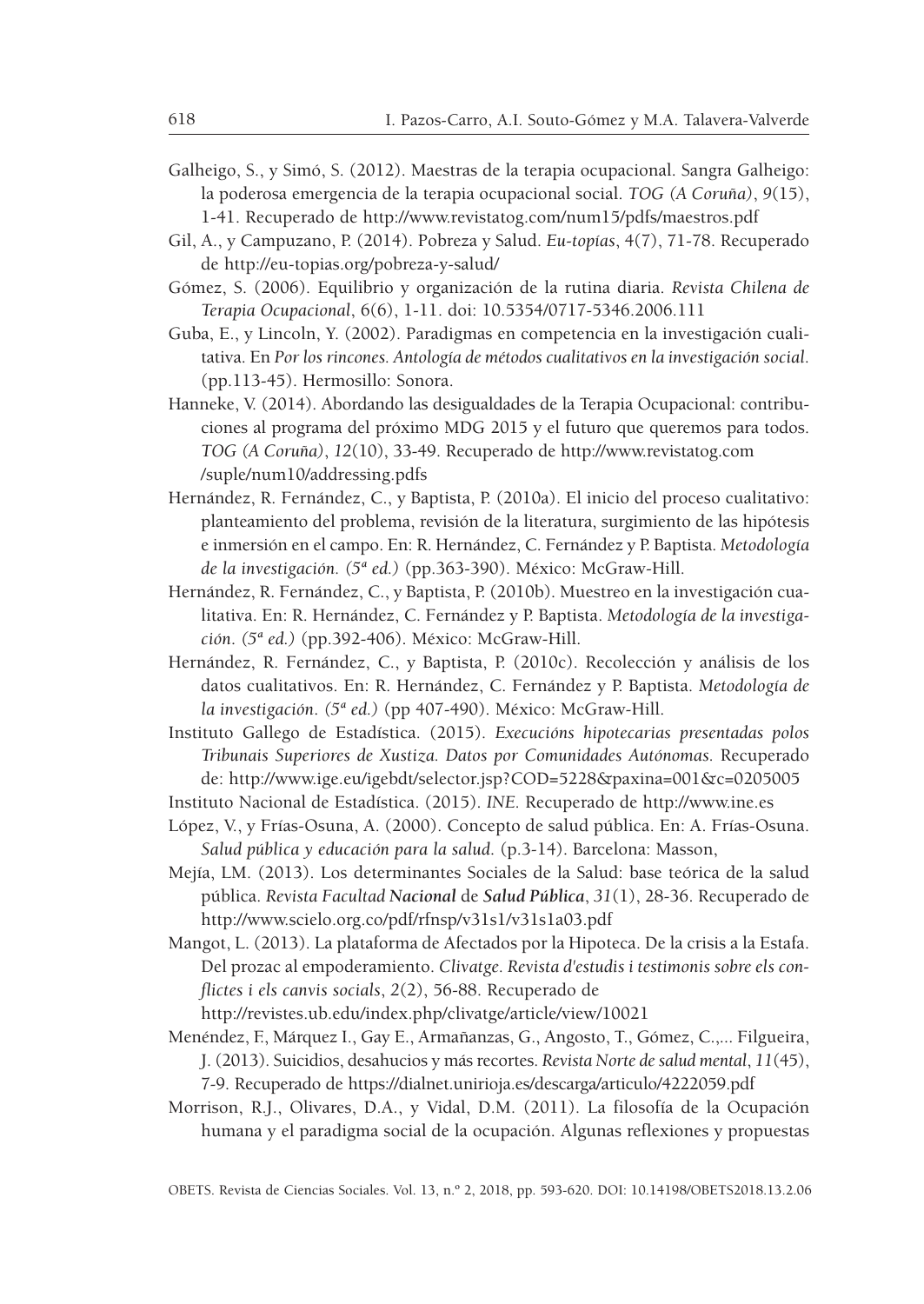Galheigo, S., y Simó, S. (2012). Maestras de la terapia ocupacional. Sangra Galheigo: la poderosa emergencia de la terapia ocupacional social. *TOG (A Coruña)*, *9*(15), 1-41. Recuperado de http://www.revistatog.com/num15/pdfs/maestros.pdf

Gil, A., y Campuzano, P. (2014). Pobreza y Salud. *Eu-topías*, 4(7), 71-78. Recuperado de http://eu-topias.org/pobreza-y-salud/

Gómez, S. (2006). Equilibrio y organización de la rutina diaria. *Revista Chilena de Terapia Ocupacional*, 6(6), 1-11. doi: 10.5354/0717-5346.2006.111

Guba, E., y Lincoln, Y. (2002). Paradigmas en competencia en la investigación cualitativa. En *Por los rincones. Antología de métodos cualitativos en la investigación social.* (pp.113-45). Hermosillo: Sonora.

Hanneke, V. (2014). Abordando las desigualdades de la Terapia Ocupacional: contribuciones al programa del próximo MDG 2015 y el futuro que queremos para todos. *TOG (A Coruña)*, *12*(10), 33-49. Recuperado de http://www.revistatog.com /suple/num10/addressing.pdfs

Hernández, R. Fernández, C., y Baptista, P. (2010a). El inicio del proceso cualitativo: planteamiento del problema, revisión de la literatura, surgimiento de las hipótesis e inmersión en el campo. En: R. Hernández, C. Fernández y P. Baptista. *Metodología de la investigación. (5ª ed.)* (pp.363-390). México: McGraw-Hill.

Hernández, R. Fernández, C., y Baptista, P. (2010b). Muestreo en la investigación cualitativa. En: R. Hernández, C. Fernández y P. Baptista. *Metodología de la investigación. (5ª ed.)* (pp.392-406). México: McGraw-Hill.

Hernández, R. Fernández, C., y Baptista, P. (2010c). Recolección y análisis de los datos cualitativos. En: R. Hernández, C. Fernández y P. Baptista. *Metodología de la investigación. (5ª ed.)* (pp 407-490). México: McGraw-Hill.

Instituto Gallego de Estadística. (2015). *Execucións hipotecarias presentadas polos Tribunais Superiores de Xustiza. Datos por Comunidades Autónomas.* Recuperado de: http://www.ige.eu/igebdt/selector.jsp?COD=5228&paxina=001&c=0205005

Instituto Nacional de Estadística. (2015). *INE.* Recuperado de http://www.ine.es

López, V., y Frías-Osuna, A. (2000). Concepto de salud pública. En: A. Frías-Osuna. *Salud pública y educación para la salud.* (p.3-14). Barcelona: Masson,

Mejía, LM. (2013). Los determinantes Sociales de la Salud: base teórica de la salud pública. *Revista Facultad **Nacional** de **Salud Pública***, *31*(1), 28-36. Recuperado de http://www.scielo.org.co/pdf/rfnsp/v31s1/v31s1a03.pdf

Mangot, L. (2013). La plataforma de Afectados por la Hipoteca. De la crisis a la Estafa. Del prozac al empoderamiento. *Clivatge. Revista d'estudis i testimonis sobre els conflictes i els canvis socials*, *2*(2), 56-88. Recuperado de http://revistes.ub.edu/index.php/clivatge/article/view/10021

Menéndez, F., Márquez I., Gay E., Armañanzas, G., Angosto, T., Gómez, C.,... Filgueira, J. (2013). Suicidios, desahucios y más recortes. *Revista Norte de salud mental*, *11*(45), 7-9. Recuperado de https://dialnet.unirioja.es/descarga/articulo/4222059.pdf

Morrison, R.J., Olivares, D.A., y Vidal, D.M. (2011). La filosofía de la Ocupación humana y el paradigma social de la ocupación. Algunas reflexiones y propuestas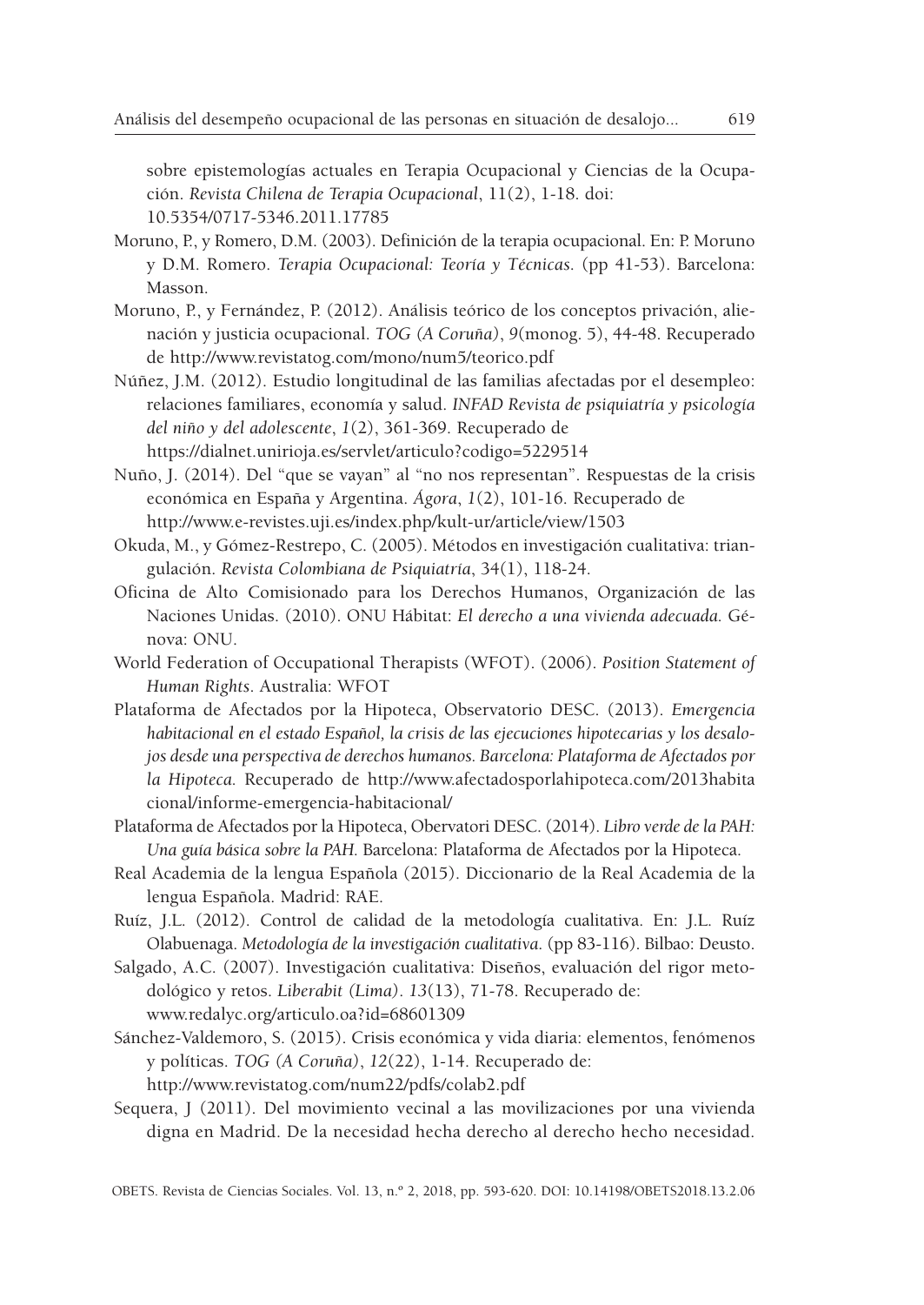sobre epistemologías actuales en Terapia Ocupacional y Ciencias de la Ocupación. *Revista Chilena de Terapia Ocupacional*, 11(2), 1-18. doi: 10.5354/0717-5346.2011.17785

Moruno, P., y Romero, D.M. (2003). Definición de la terapia ocupacional. En: P. Moruno y D.M. Romero. *Terapia Ocupacional: Teoría y Técnicas*. (pp 41-53). Barcelona: Masson.

Moruno, P., y Fernández, P. (2012). Análisis teórico de los conceptos privación, alienación y justicia ocupacional. *TOG (A Coruña)*, *9*(monog. 5), 44-48. Recuperado de http://www.revistatog.com/mono/num5/teorico.pdf

Núñez, J.M. (2012). Estudio longitudinal de las familias afectadas por el desempleo: relaciones familiares, economía y salud. *INFAD Revista de psiquiatría y psicología del niño y del adolescente*, *1*(2), 361-369. Recuperado de https://dialnet.unirioja.es/servlet/articulo?codigo=5229514

Nuño, J. (2014). Del "que se vayan" al "no nos representan". Respuestas de la crisis económica en España y Argentina. *Ágora*, *1*(2), 101-16. Recuperado de http://www.e-revistes.uji.es/index.php/kult-ur/article/view/1503

Okuda, M., y Gómez-Restrepo, C. (2005). Métodos en investigación cualitativa: triangulación. *Revista Colombiana de Psiquiatría*, 34(1), 118-24.

Oficina de Alto Comisionado para los Derechos Humanos, Organización de las Naciones Unidas. (2010). ONU Hábitat: *El derecho a una vivienda adecuada.* Génova: ONU.

World Federation of Occupational Therapists (WFOT). (2006). *Position Statement of Human Rights*. Australia: WFOT

Plataforma de Afectados por la Hipoteca, Observatorio DESC. (2013). *Emergencia habitacional en el estado Español, la crisis de las ejecuciones hipotecarias y los desalojos desde una perspectiva de derechos humanos. Barcelona: Plataforma de Afectados por la Hipoteca.* Recuperado de http://www.afectadosporlahipoteca.com/2013habitacional/informe-emergencia-habitacional/

Plataforma de Afectados por la Hipoteca, Obervatori DESC. (2014). *Libro verde de la PAH: Una guía básica sobre la PAH.* Barcelona: Plataforma de Afectados por la Hipoteca.

Real Academia de la lengua Española (2015). Diccionario de la Real Academia de la lengua Española. Madrid: RAE.

Ruíz, J.L. (2012). Control de calidad de la metodología cualitativa. En: J.L. Ruíz Olabuenaga. *Metodología de la investigación cualitativa.* (pp 83-116). Bilbao: Deusto.

Salgado, A.C. (2007). Investigación cualitativa: Diseños, evaluación del rigor metodológico y retos. *Liberabit (Lima)*. *13*(13), 71-78. Recuperado de: www.redalyc.org/articulo.oa?id=68601309

Sánchez-Valdemoro, S. (2015). Crisis económica y vida diaria: elementos, fenómenos y políticas. *TOG (A Coruña)*, *12*(22), 1-14. Recuperado de: http://www.revistatog.com/num22/pdfs/colab2.pdf

Sequera, J (2011). Del movimiento vecinal a las movilizaciones por una vivienda digna en Madrid. De la necesidad hecha derecho al derecho hecho necesidad.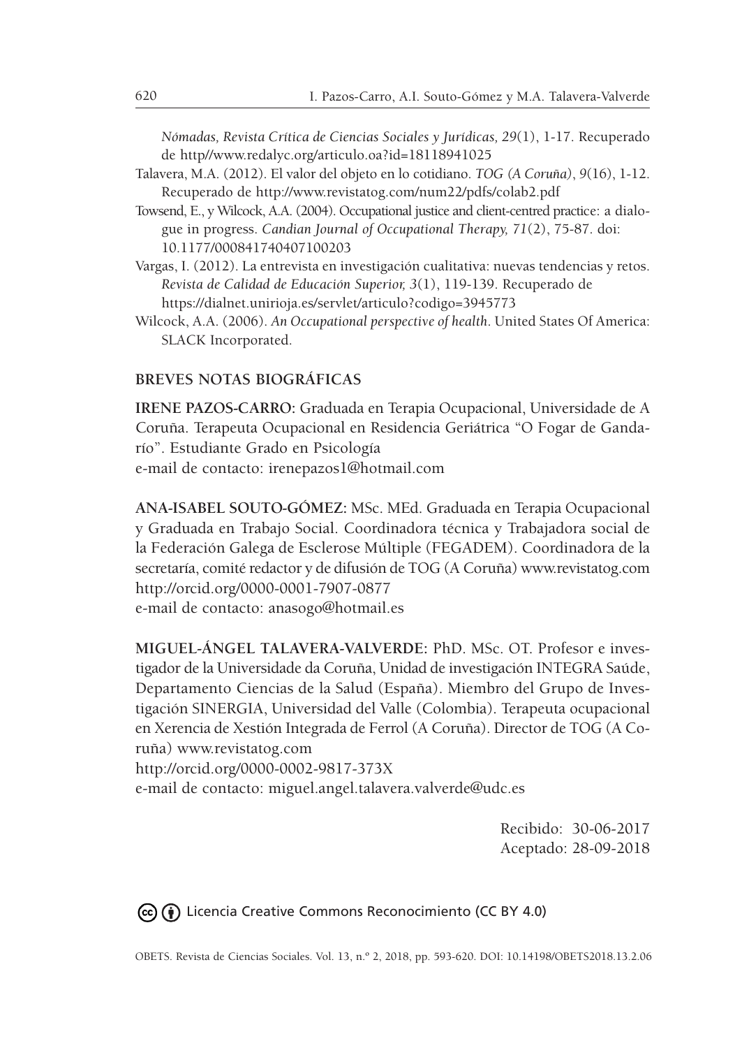*Nómadas, Revista Crítica de Ciencias Sociales y Jurídicas, 29*(1), 1-17. Recuperado de http//www.redalyc.org/articulo.oa?id=18118941025

Talavera, M.A. (2012). El valor del objeto en lo cotidiano. *TOG (A Coruña)*, *9*(16), 1-12. Recuperado de http://www.revistatog.com/num22/pdfs/colab2.pdf

Towsend, E., y Wilcock, A.A. (2004). Occupational justice and client-centred practice: a dialogue in progress. *Candian Journal of Occupational Therapy, 71*(2), 75-87. doi: 10.1177/000841740407100203

Vargas, I. (2012). La entrevista en investigación cualitativa: nuevas tendencias y retos. *Revista de Calidad de Educación Superior, 3*(1), 119-139. Recuperado de https://dialnet.unirioja.es/servlet/articulo?codigo=3945773

Wilcock, A.A. (2006). *An Occupational perspective of health*. United States Of America: SLACK Incorporated.

## BREVES NOTAS BIOGRÁFICAS

**IRENE PAZOS-CARRO:** Graduada en Terapia Ocupacional, Universidade de A Coruña. Terapeuta Ocupacional en Residencia Geriátrica "O Fogar de Gandarío". Estudiante Grado en Psicología
e-mail de contacto: irenepazos1@hotmail.com

**ANA-ISABEL SOUTO-GÓMEZ:** MSc. MEd. Graduada en Terapia Ocupacional y Graduada en Trabajo Social. Coordinadora técnica y Trabajadora social de la Federación Galega de Esclerose Múltiple (FEGADEM). Coordinadora de la secretaría, comité redactor y de difusión de TOG (A Coruña) www.revistatog.com
http://orcid.org/0000-0001-7907-0877
e-mail de contacto: anasogo@hotmail.es

**MIGUEL-ÁNGEL TALAVERA-VALVERDE:** PhD. MSc. OT. Profesor e investigador de la Universidade da Coruña, Unidad de investigación INTEGRA Saúde, Departamento Ciencias de la Salud (España). Miembro del Grupo de Investigación SINERGIA, Universidad del Valle (Colombia). Terapeuta ocupacional en Xerencia de Xestión Integrada de Ferrol (A Coruña). Director de TOG (A Coruña) www.revistatog.com
http://orcid.org/0000-0002-9817-373X
e-mail de contacto: miguel.angel.talavera.valverde@udc.es

Recibido: 30-06-2017
Aceptado: 28-09-2018

Licencia Creative Commons Reconocimiento (CC BY 4.0)